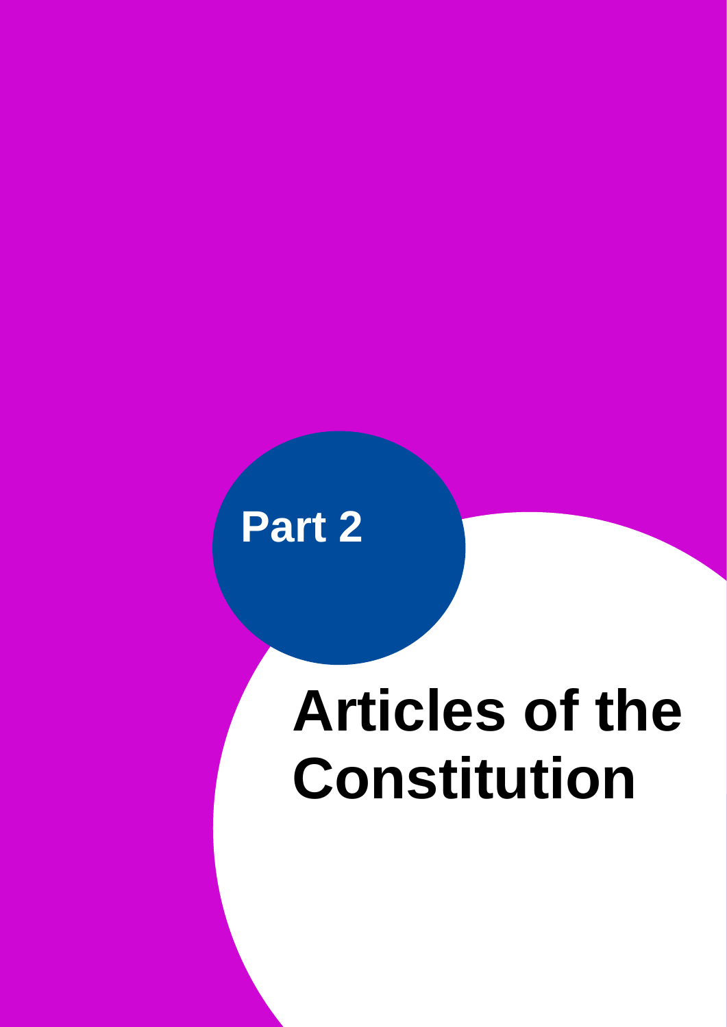**Part 2**

# Articles of the Constitution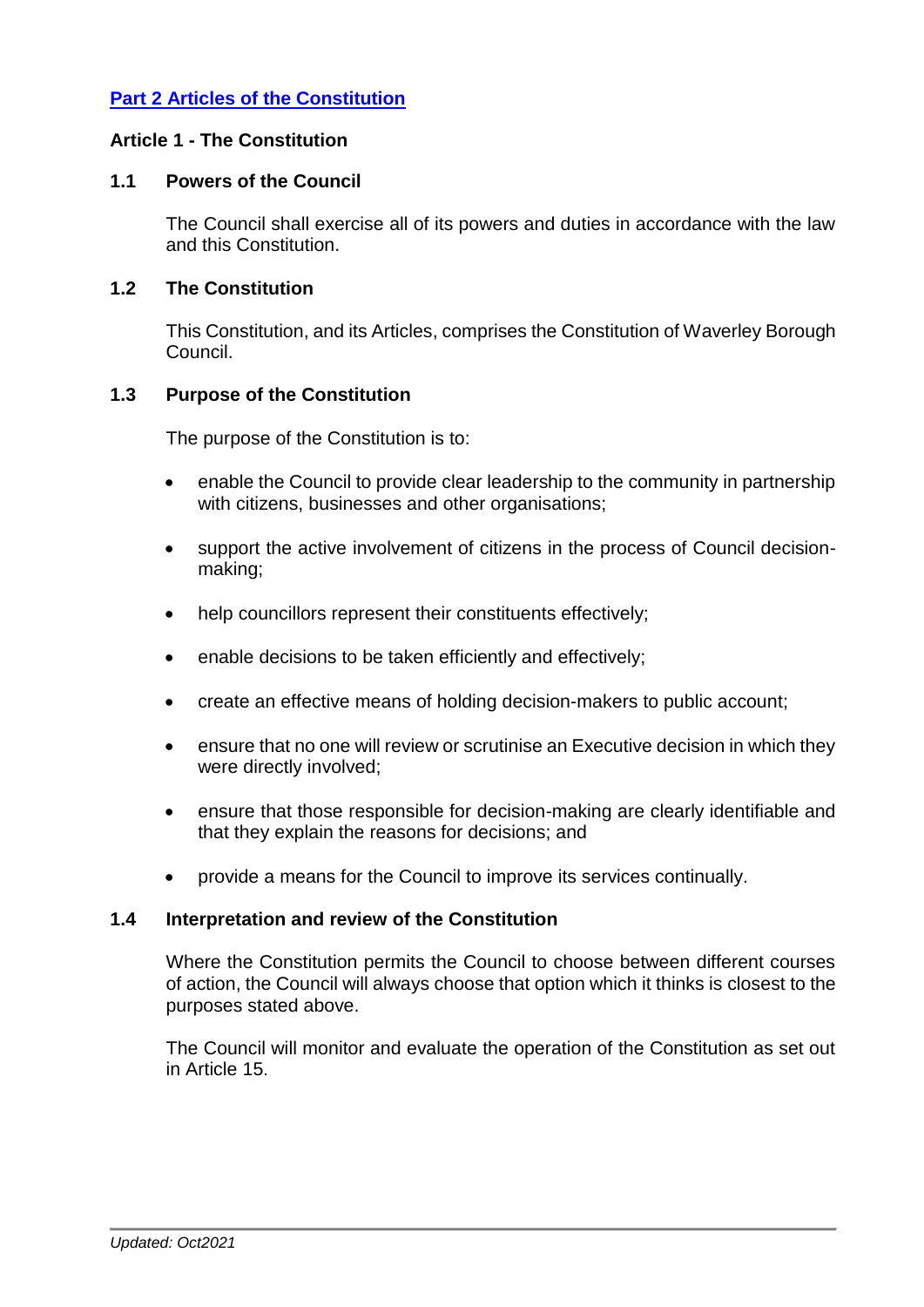## [Part 2 Articles of the Constitution]

### Article 1 - The Constitution

#### 1.1 Powers of the Council

The Council shall exercise all of its powers and duties in accordance with the law and this Constitution.

#### 1.2 The Constitution

This Constitution, and its Articles, comprises the Constitution of Waverley Borough Council.

#### 1.3 Purpose of the Constitution

The purpose of the Constitution is to:

- enable the Council to provide clear leadership to the community in partnership with citizens, businesses and other organisations;
- support the active involvement of citizens in the process of Council decision-making;
- help councillors represent their constituents effectively;
- enable decisions to be taken efficiently and effectively;
- create an effective means of holding decision-makers to public account;
- ensure that no one will review or scrutinise an Executive decision in which they were directly involved;
- ensure that those responsible for decision-making are clearly identifiable and that they explain the reasons for decisions; and
- provide a means for the Council to improve its services continually.

#### 1.4 Interpretation and review of the Constitution

Where the Constitution permits the Council to choose between different courses of action, the Council will always choose that option which it thinks is closest to the purposes stated above.

The Council will monitor and evaluate the operation of the Constitution as set out in Article 15.

*Updated: Oct2021*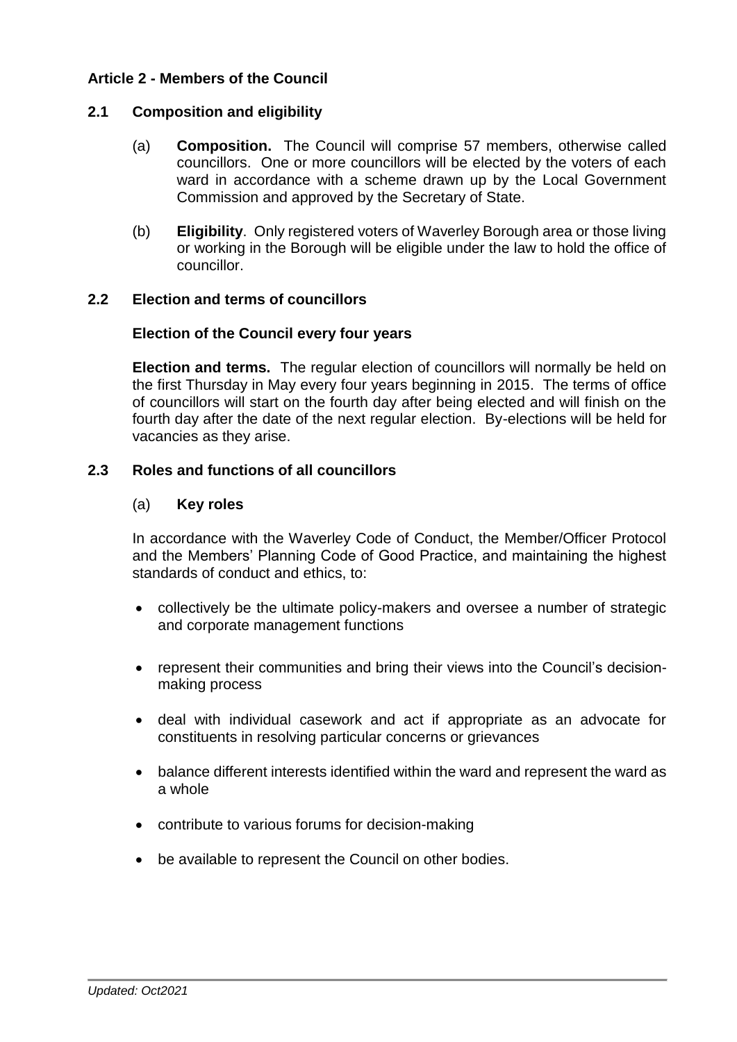## Article 2 - Members of the Council

### 2.1 Composition and eligibility

(a) **Composition.** The Council will comprise 57 members, otherwise called councillors. One or more councillors will be elected by the voters of each ward in accordance with a scheme drawn up by the Local Government Commission and approved by the Secretary of State.

(b) **Eligibility**. Only registered voters of Waverley Borough area or those living or working in the Borough will be eligible under the law to hold the office of councillor.

### 2.2 Election and terms of councillors

**Election of the Council every four years**

**Election and terms.** The regular election of councillors will normally be held on the first Thursday in May every four years beginning in 2015. The terms of office of councillors will start on the fourth day after being elected and will finish on the fourth day after the date of the next regular election. By-elections will be held for vacancies as they arise.

### 2.3 Roles and functions of all councillors

(a) **Key roles**

In accordance with the Waverley Code of Conduct, the Member/Officer Protocol and the Members' Planning Code of Good Practice, and maintaining the highest standards of conduct and ethics, to:

- collectively be the ultimate policy-makers and oversee a number of strategic and corporate management functions
- represent their communities and bring their views into the Council's decision-making process
- deal with individual casework and act if appropriate as an advocate for constituents in resolving particular concerns or grievances
- balance different interests identified within the ward and represent the ward as a whole
- contribute to various forums for decision-making
- be available to represent the Council on other bodies.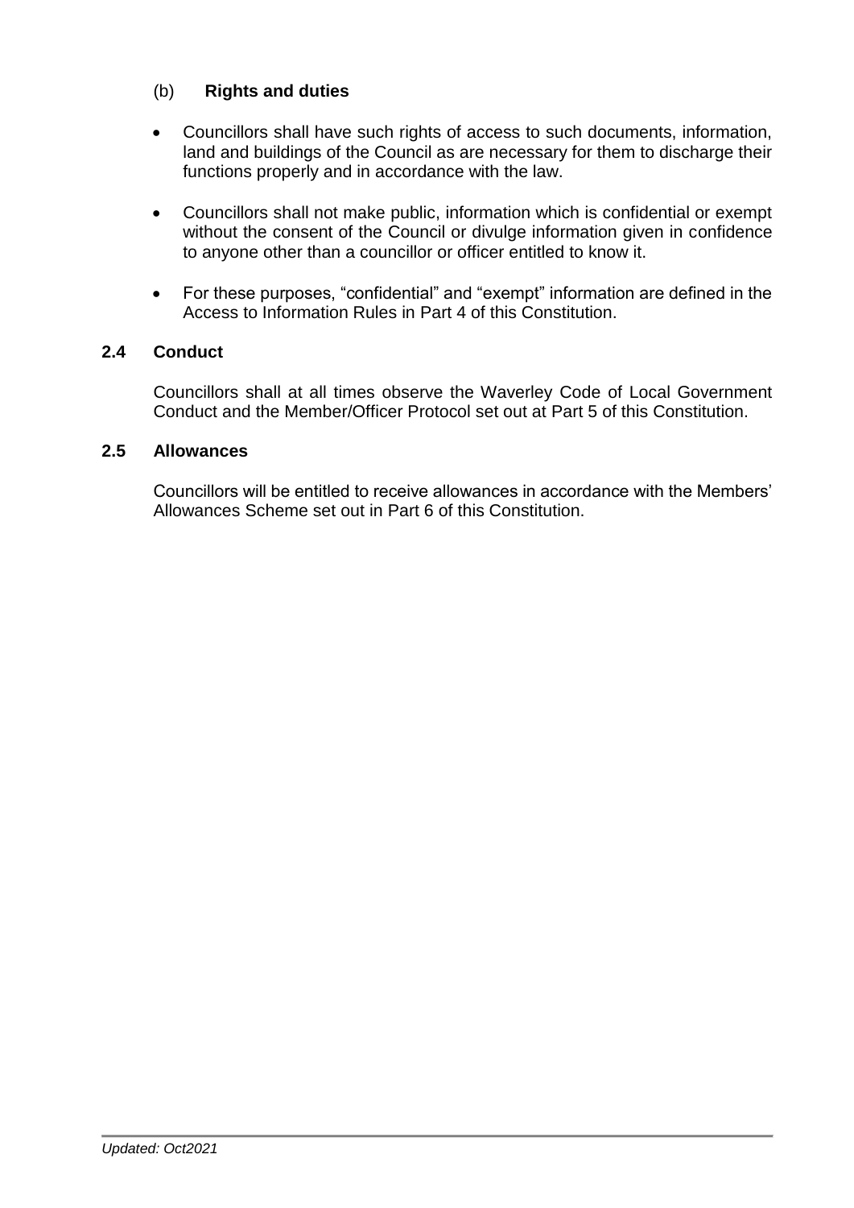(b) **Rights and duties**

- Councillors shall have such rights of access to such documents, information, land and buildings of the Council as are necessary for them to discharge their functions properly and in accordance with the law.

- Councillors shall not make public, information which is confidential or exempt without the consent of the Council or divulge information given in confidence to anyone other than a councillor or officer entitled to know it.

- For these purposes, “confidential” and “exempt” information are defined in the Access to Information Rules in Part 4 of this Constitution.

### 2.4 Conduct

Councillors shall at all times observe the Waverley Code of Local Government Conduct and the Member/Officer Protocol set out at Part 5 of this Constitution.

### 2.5 Allowances

Councillors will be entitled to receive allowances in accordance with the Members’ Allowances Scheme set out in Part 6 of this Constitution.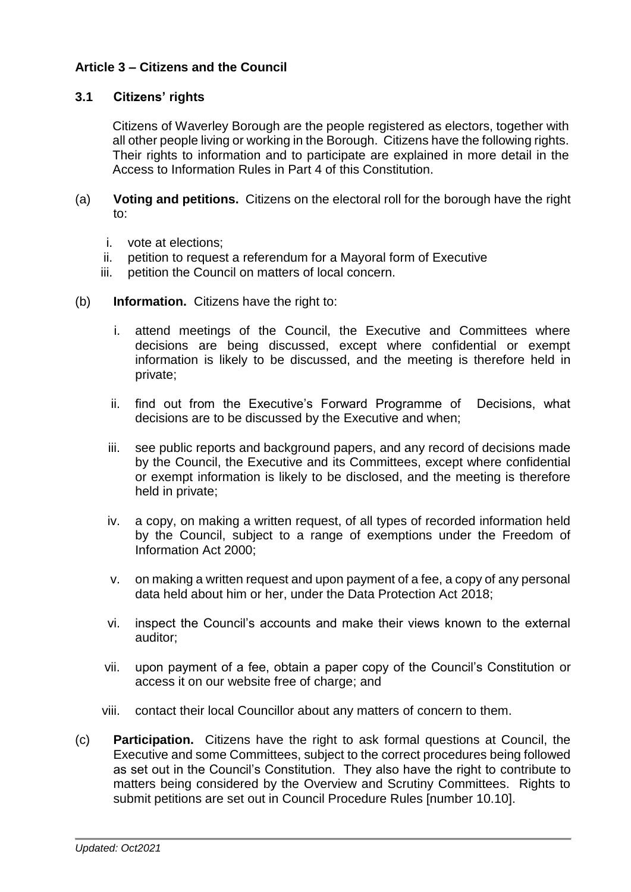### Article 3 – Citizens and the Council

#### 3.1 Citizens' rights

Citizens of Waverley Borough are the people registered as electors, together with all other people living or working in the Borough. Citizens have the following rights. Their rights to information and to participate are explained in more detail in the Access to Information Rules in Part 4 of this Constitution.

(a) **Voting and petitions.** Citizens on the electoral roll for the borough have the right to:

i. vote at elections;
ii. petition to request a referendum for a Mayoral form of Executive
iii. petition the Council on matters of local concern.

(b) **Information.** Citizens have the right to:

i. attend meetings of the Council, the Executive and Committees where decisions are being discussed, except where confidential or exempt information is likely to be discussed, and the meeting is therefore held in private;

ii. find out from the Executive's Forward Programme of Decisions, what decisions are to be discussed by the Executive and when;

iii. see public reports and background papers, and any record of decisions made by the Council, the Executive and its Committees, except where confidential or exempt information is likely to be disclosed, and the meeting is therefore held in private;

iv. a copy, on making a written request, of all types of recorded information held by the Council, subject to a range of exemptions under the Freedom of Information Act 2000;

v. on making a written request and upon payment of a fee, a copy of any personal data held about him or her, under the Data Protection Act 2018;

vi. inspect the Council's accounts and make their views known to the external auditor;

vii. upon payment of a fee, obtain a paper copy of the Council's Constitution or access it on our website free of charge; and

viii. contact their local Councillor about any matters of concern to them.

(c) **Participation.** Citizens have the right to ask formal questions at Council, the Executive and some Committees, subject to the correct procedures being followed as set out in the Council's Constitution. They also have the right to contribute to matters being considered by the Overview and Scrutiny Committees. Rights to submit petitions are set out in Council Procedure Rules [number 10.10].

*Updated: Oct2021*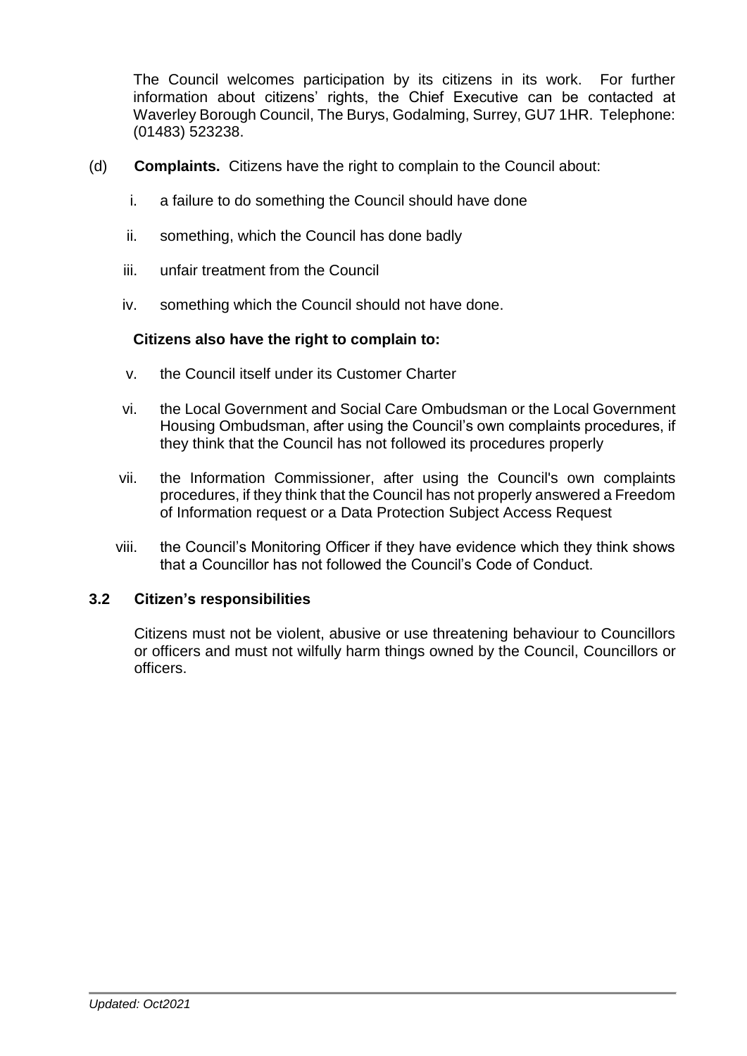The Council welcomes participation by its citizens in its work. For further information about citizens' rights, the Chief Executive can be contacted at Waverley Borough Council, The Burys, Godalming, Surrey, GU7 1HR. Telephone: (01483) 523238.

(d) **Complaints.** Citizens have the right to complain to the Council about:

i. a failure to do something the Council should have done

ii. something, which the Council has done badly

iii. unfair treatment from the Council

iv. something which the Council should not have done.

**Citizens also have the right to complain to:**

v. the Council itself under its Customer Charter

vi. the Local Government and Social Care Ombudsman or the Local Government Housing Ombudsman, after using the Council's own complaints procedures, if they think that the Council has not followed its procedures properly

vii. the Information Commissioner, after using the Council's own complaints procedures, if they think that the Council has not properly answered a Freedom of Information request or a Data Protection Subject Access Request

viii. the Council's Monitoring Officer if they have evidence which they think shows that a Councillor has not followed the Council's Code of Conduct.

### 3.2 Citizen's responsibilities

Citizens must not be violent, abusive or use threatening behaviour to Councillors or officers and must not wilfully harm things owned by the Council, Councillors or officers.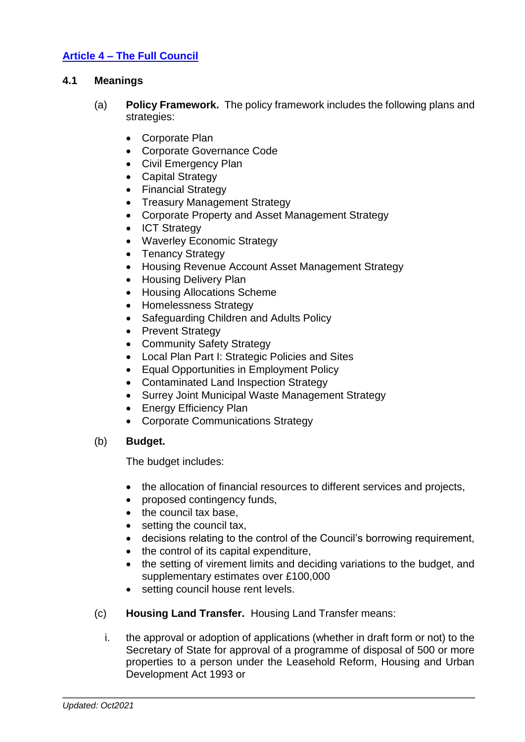## Article 4 – The Full Council

### 4.1 Meanings

(a) **Policy Framework.** The policy framework includes the following plans and strategies:

- Corporate Plan
- Corporate Governance Code
- Civil Emergency Plan
- Capital Strategy
- Financial Strategy
- Treasury Management Strategy
- Corporate Property and Asset Management Strategy
- ICT Strategy
- Waverley Economic Strategy
- Tenancy Strategy
- Housing Revenue Account Asset Management Strategy
- Housing Delivery Plan
- Housing Allocations Scheme
- Homelessness Strategy
- Safeguarding Children and Adults Policy
- Prevent Strategy
- Community Safety Strategy
- Local Plan Part I: Strategic Policies and Sites
- Equal Opportunities in Employment Policy
- Contaminated Land Inspection Strategy
- Surrey Joint Municipal Waste Management Strategy
- Energy Efficiency Plan
- Corporate Communications Strategy

(b) **Budget.**

The budget includes:

- the allocation of financial resources to different services and projects,
- proposed contingency funds,
- the council tax base,
- setting the council tax,
- decisions relating to the control of the Council's borrowing requirement,
- the control of its capital expenditure,
- the setting of virement limits and deciding variations to the budget, and supplementary estimates over £100,000
- setting council house rent levels.

(c) **Housing Land Transfer.** Housing Land Transfer means:

i. the approval or adoption of applications (whether in draft form or not) to the Secretary of State for approval of a programme of disposal of 500 or more properties to a person under the Leasehold Reform, Housing and Urban Development Act 1993 or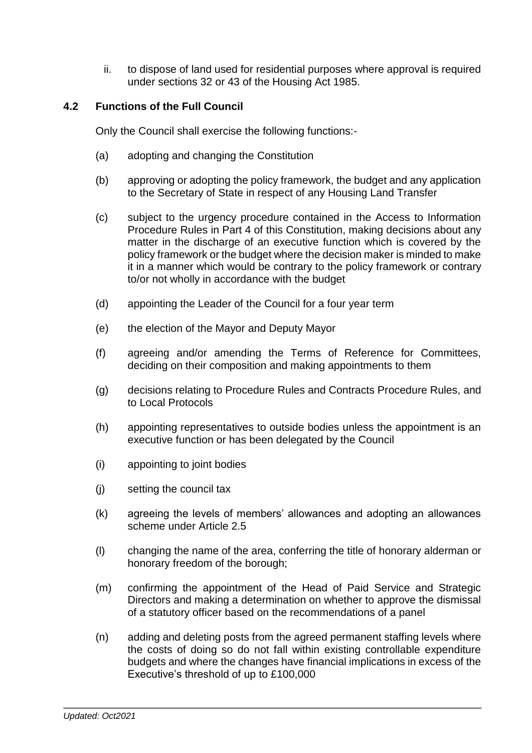ii. to dispose of land used for residential purposes where approval is required under sections 32 or 43 of the Housing Act 1985.

### 4.2 Functions of the Full Council

Only the Council shall exercise the following functions:-

(a) adopting and changing the Constitution

(b) approving or adopting the policy framework, the budget and any application to the Secretary of State in respect of any Housing Land Transfer

(c) subject to the urgency procedure contained in the Access to Information Procedure Rules in Part 4 of this Constitution, making decisions about any matter in the discharge of an executive function which is covered by the policy framework or the budget where the decision maker is minded to make it in a manner which would be contrary to the policy framework or contrary to/or not wholly in accordance with the budget

(d) appointing the Leader of the Council for a four year term

(e) the election of the Mayor and Deputy Mayor

(f) agreeing and/or amending the Terms of Reference for Committees, deciding on their composition and making appointments to them

(g) decisions relating to Procedure Rules and Contracts Procedure Rules, and to Local Protocols

(h) appointing representatives to outside bodies unless the appointment is an executive function or has been delegated by the Council

(i) appointing to joint bodies

(j) setting the council tax

(k) agreeing the levels of members' allowances and adopting an allowances scheme under Article 2.5

(l) changing the name of the area, conferring the title of honorary alderman or honorary freedom of the borough;

(m) confirming the appointment of the Head of Paid Service and Strategic Directors and making a determination on whether to approve the dismissal of a statutory officer based on the recommendations of a panel

(n) adding and deleting posts from the agreed permanent staffing levels where the costs of doing so do not fall within existing controllable expenditure budgets and where the changes have financial implications in excess of the Executive's threshold of up to £100,000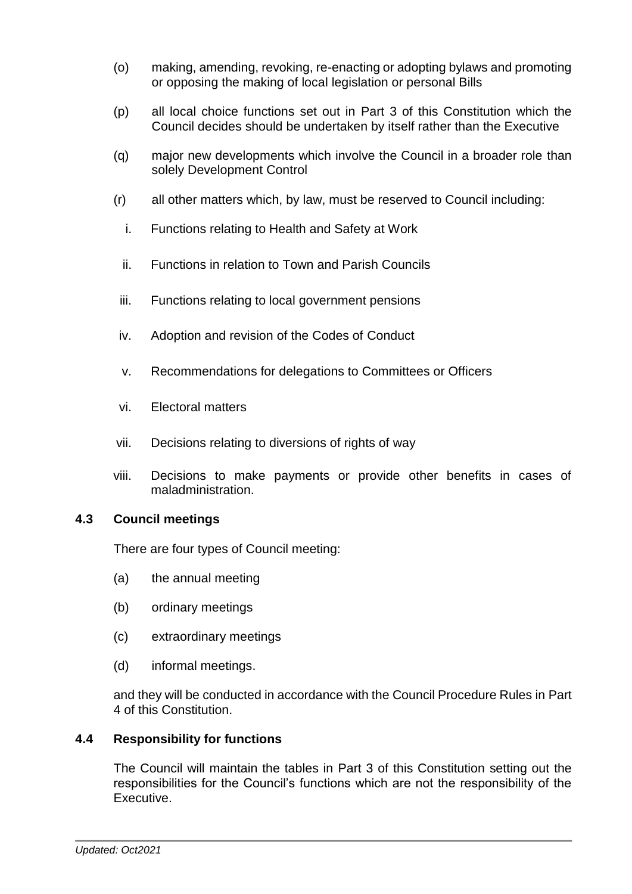(o) making, amending, revoking, re-enacting or adopting bylaws and promoting or opposing the making of local legislation or personal Bills

(p) all local choice functions set out in Part 3 of this Constitution which the Council decides should be undertaken by itself rather than the Executive

(q) major new developments which involve the Council in a broader role than solely Development Control

(r) all other matters which, by law, must be reserved to Council including:

   i. Functions relating to Health and Safety at Work

   ii. Functions in relation to Town and Parish Councils

   iii. Functions relating to local government pensions

   iv. Adoption and revision of the Codes of Conduct

   v. Recommendations for delegations to Committees or Officers

   vi. Electoral matters

   vii. Decisions relating to diversions of rights of way

   viii. Decisions to make payments or provide other benefits in cases of maladministration.

### 4.3 Council meetings

There are four types of Council meeting:

(a) the annual meeting

(b) ordinary meetings

(c) extraordinary meetings

(d) informal meetings.

and they will be conducted in accordance with the Council Procedure Rules in Part 4 of this Constitution.

### 4.4 Responsibility for functions

The Council will maintain the tables in Part 3 of this Constitution setting out the responsibilities for the Council's functions which are not the responsibility of the Executive.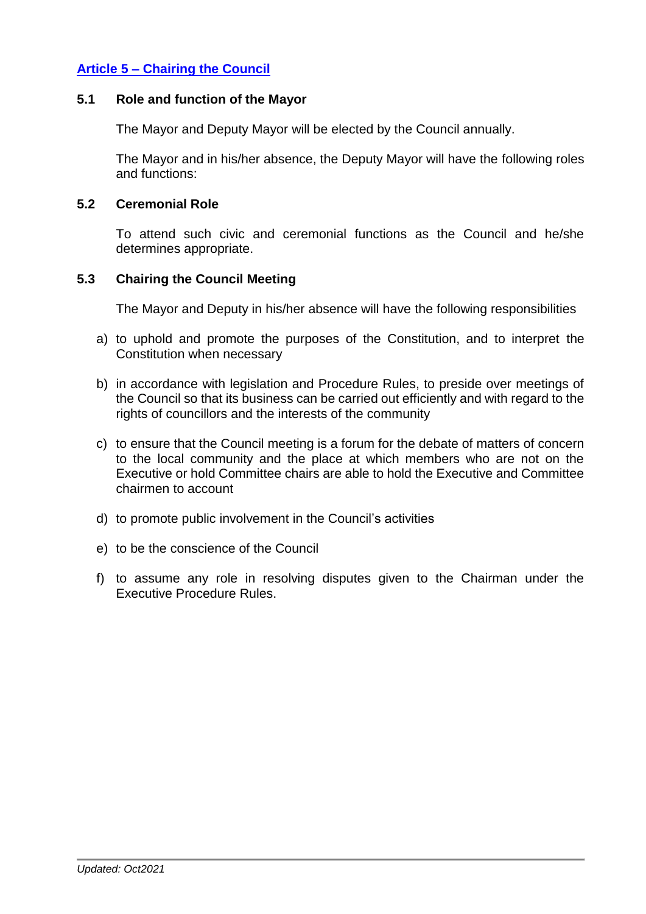## Article 5 – Chairing the Council

### 5.1 Role and function of the Mayor

The Mayor and Deputy Mayor will be elected by the Council annually.

The Mayor and in his/her absence, the Deputy Mayor will have the following roles and functions:

### 5.2 Ceremonial Role

To attend such civic and ceremonial functions as the Council and he/she determines appropriate.

### 5.3 Chairing the Council Meeting

The Mayor and Deputy in his/her absence will have the following responsibilities

a) to uphold and promote the purposes of the Constitution, and to interpret the Constitution when necessary

b) in accordance with legislation and Procedure Rules, to preside over meetings of the Council so that its business can be carried out efficiently and with regard to the rights of councillors and the interests of the community

c) to ensure that the Council meeting is a forum for the debate of matters of concern to the local community and the place at which members who are not on the Executive or hold Committee chairs are able to hold the Executive and Committee chairmen to account

d) to promote public involvement in the Council's activities

e) to be the conscience of the Council

f) to assume any role in resolving disputes given to the Chairman under the Executive Procedure Rules.

*Updated: Oct2021*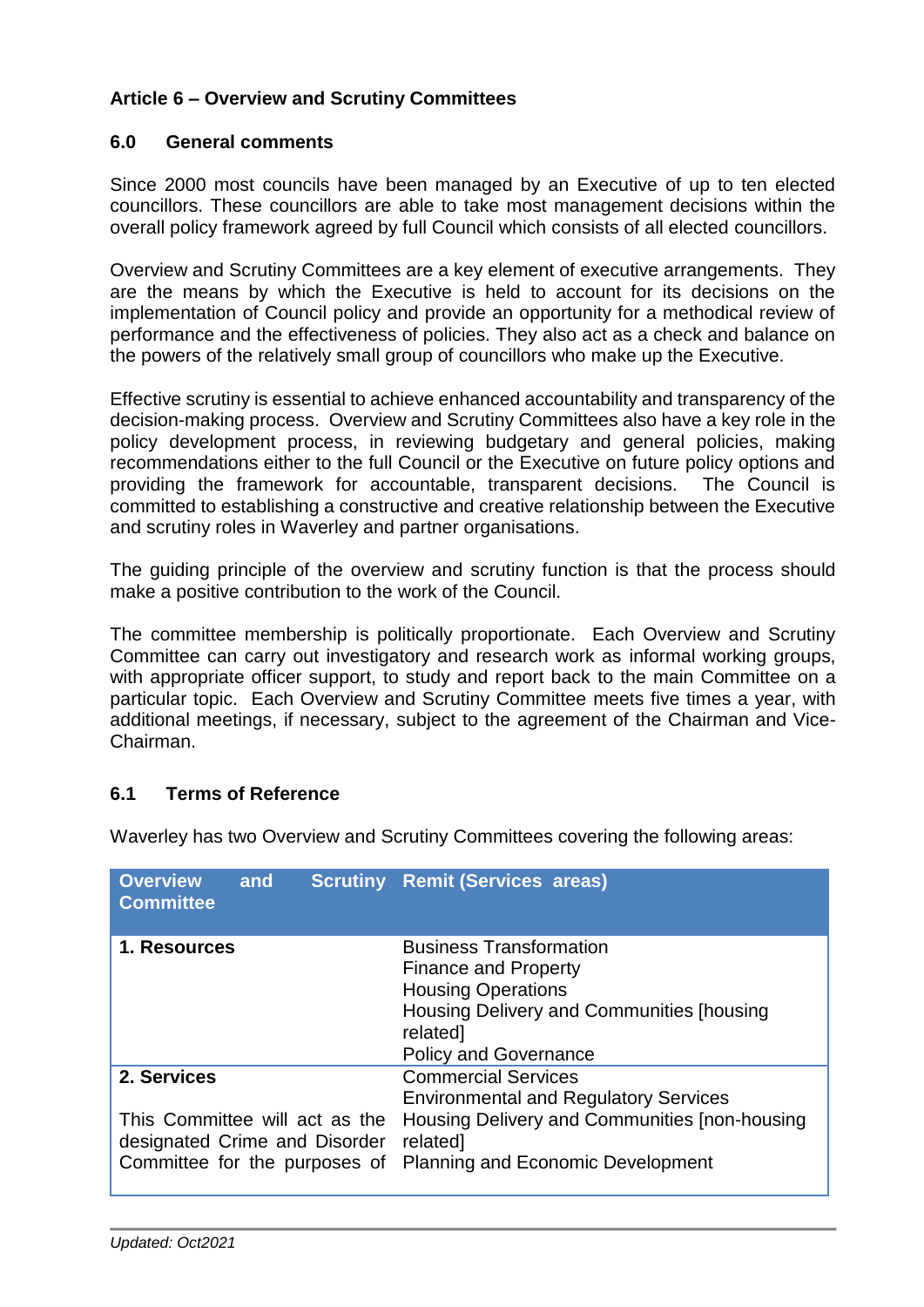## Article 6 – Overview and Scrutiny Committees

### 6.0 General comments

Since 2000 most councils have been managed by an Executive of up to ten elected councillors. These councillors are able to take most management decisions within the overall policy framework agreed by full Council which consists of all elected councillors.

Overview and Scrutiny Committees are a key element of executive arrangements. They are the means by which the Executive is held to account for its decisions on the implementation of Council policy and provide an opportunity for a methodical review of performance and the effectiveness of policies. They also act as a check and balance on the powers of the relatively small group of councillors who make up the Executive.

Effective scrutiny is essential to achieve enhanced accountability and transparency of the decision-making process. Overview and Scrutiny Committees also have a key role in the policy development process, in reviewing budgetary and general policies, making recommendations either to the full Council or the Executive on future policy options and providing the framework for accountable, transparent decisions. The Council is committed to establishing a constructive and creative relationship between the Executive and scrutiny roles in Waverley and partner organisations.

The guiding principle of the overview and scrutiny function is that the process should make a positive contribution to the work of the Council.

The committee membership is politically proportionate. Each Overview and Scrutiny Committee can carry out investigatory and research work as informal working groups, with appropriate officer support, to study and report back to the main Committee on a particular topic. Each Overview and Scrutiny Committee meets five times a year, with additional meetings, if necessary, subject to the agreement of the Chairman and Vice-Chairman.

### 6.1 Terms of Reference

Waverley has two Overview and Scrutiny Committees covering the following areas:

| Overview and Scrutiny Committee | Remit (Services areas) |
|---|---|
| **1. Resources** | Business Transformation<br>Finance and Property<br>Housing Operations<br>Housing Delivery and Communities [housing related]<br>Policy and Governance |
| **2. Services**<br><br>This Committee will act as the designated Crime and Disorder Committee for the purposes of | Commercial Services<br>Environmental and Regulatory Services<br>Housing Delivery and Communities [non-housing related]<br>Planning and Economic Development |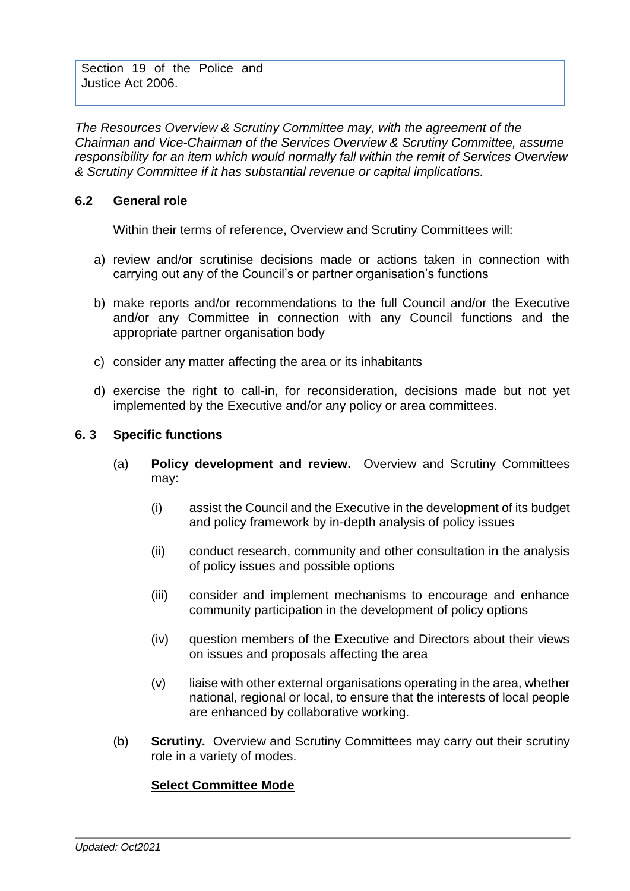| Section 19 of the Police and Justice Act 2006. | |
| --- | --- |

*The Resources Overview & Scrutiny Committee may, with the agreement of the Chairman and Vice-Chairman of the Services Overview & Scrutiny Committee, assume responsibility for an item which would normally fall within the remit of Services Overview & Scrutiny Committee if it has substantial revenue or capital implications.*

### 6.2 General role

Within their terms of reference, Overview and Scrutiny Committees will:

a) review and/or scrutinise decisions made or actions taken in connection with carrying out any of the Council's or partner organisation's functions

b) make reports and/or recommendations to the full Council and/or the Executive and/or any Committee in connection with any Council functions and the appropriate partner organisation body

c) consider any matter affecting the area or its inhabitants

d) exercise the right to call-in, for reconsideration, decisions made but not yet implemented by the Executive and/or any policy or area committees.

### 6. 3 Specific functions

(a) **Policy development and review.** Overview and Scrutiny Committees may:

(i) assist the Council and the Executive in the development of its budget and policy framework by in-depth analysis of policy issues

(ii) conduct research, community and other consultation in the analysis of policy issues and possible options

(iii) consider and implement mechanisms to encourage and enhance community participation in the development of policy options

(iv) question members of the Executive and Directors about their views on issues and proposals affecting the area

(v) liaise with other external organisations operating in the area, whether national, regional or local, to ensure that the interests of local people are enhanced by collaborative working.

(b) **Scrutiny.** Overview and Scrutiny Committees may carry out their scrutiny role in a variety of modes.

**<u>Select Committee Mode</u>**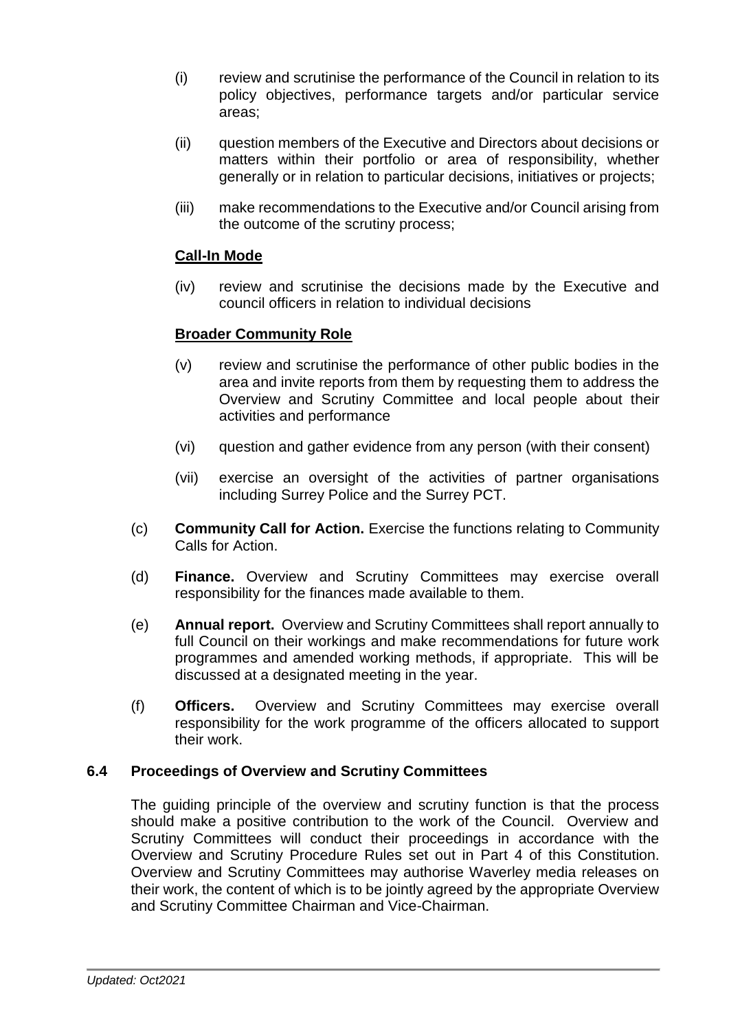(i) review and scrutinise the performance of the Council in relation to its policy objectives, performance targets and/or particular service areas;

(ii) question members of the Executive and Directors about decisions or matters within their portfolio or area of responsibility, whether generally or in relation to particular decisions, initiatives or projects;

(iii) make recommendations to the Executive and/or Council arising from the outcome of the scrutiny process;

**Call-In Mode**

(iv) review and scrutinise the decisions made by the Executive and council officers in relation to individual decisions

**Broader Community Role**

(v) review and scrutinise the performance of other public bodies in the area and invite reports from them by requesting them to address the Overview and Scrutiny Committee and local people about their activities and performance

(vi) question and gather evidence from any person (with their consent)

(vii) exercise an oversight of the activities of partner organisations including Surrey Police and the Surrey PCT.

(c) **Community Call for Action.** Exercise the functions relating to Community Calls for Action.

(d) **Finance.** Overview and Scrutiny Committees may exercise overall responsibility for the finances made available to them.

(e) **Annual report.** Overview and Scrutiny Committees shall report annually to full Council on their workings and make recommendations for future work programmes and amended working methods, if appropriate. This will be discussed at a designated meeting in the year.

(f) **Officers.** Overview and Scrutiny Committees may exercise overall responsibility for the work programme of the officers allocated to support their work.

### 6.4 Proceedings of Overview and Scrutiny Committees

The guiding principle of the overview and scrutiny function is that the process should make a positive contribution to the work of the Council. Overview and Scrutiny Committees will conduct their proceedings in accordance with the Overview and Scrutiny Procedure Rules set out in Part 4 of this Constitution. Overview and Scrutiny Committees may authorise Waverley media releases on their work, the content of which is to be jointly agreed by the appropriate Overview and Scrutiny Committee Chairman and Vice-Chairman.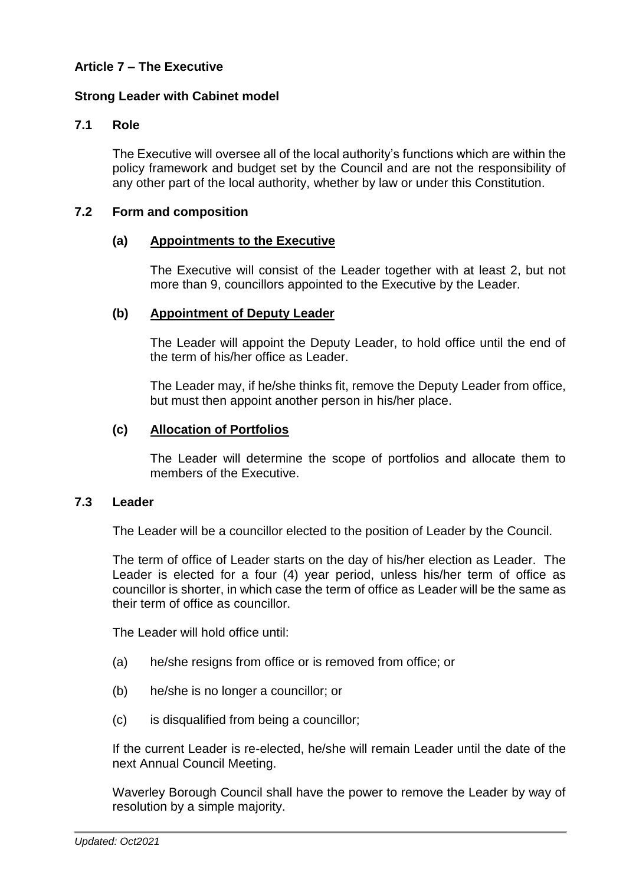## Article 7 – The Executive

### Strong Leader with Cabinet model

### 7.1 Role

The Executive will oversee all of the local authority's functions which are within the policy framework and budget set by the Council and are not the responsibility of any other part of the local authority, whether by law or under this Constitution.

### 7.2 Form and composition

**(a) Appointments to the Executive**

The Executive will consist of the Leader together with at least 2, but not more than 9, councillors appointed to the Executive by the Leader.

**(b) Appointment of Deputy Leader**

The Leader will appoint the Deputy Leader, to hold office until the end of the term of his/her office as Leader.

The Leader may, if he/she thinks fit, remove the Deputy Leader from office, but must then appoint another person in his/her place.

**(c) Allocation of Portfolios**

The Leader will determine the scope of portfolios and allocate them to members of the Executive.

### 7.3 Leader

The Leader will be a councillor elected to the position of Leader by the Council.

The term of office of Leader starts on the day of his/her election as Leader. The Leader is elected for a four (4) year period, unless his/her term of office as councillor is shorter, in which case the term of office as Leader will be the same as their term of office as councillor.

The Leader will hold office until:

(a) he/she resigns from office or is removed from office; or

(b) he/she is no longer a councillor; or

(c) is disqualified from being a councillor;

If the current Leader is re-elected, he/she will remain Leader until the date of the next Annual Council Meeting.

Waverley Borough Council shall have the power to remove the Leader by way of resolution by a simple majority.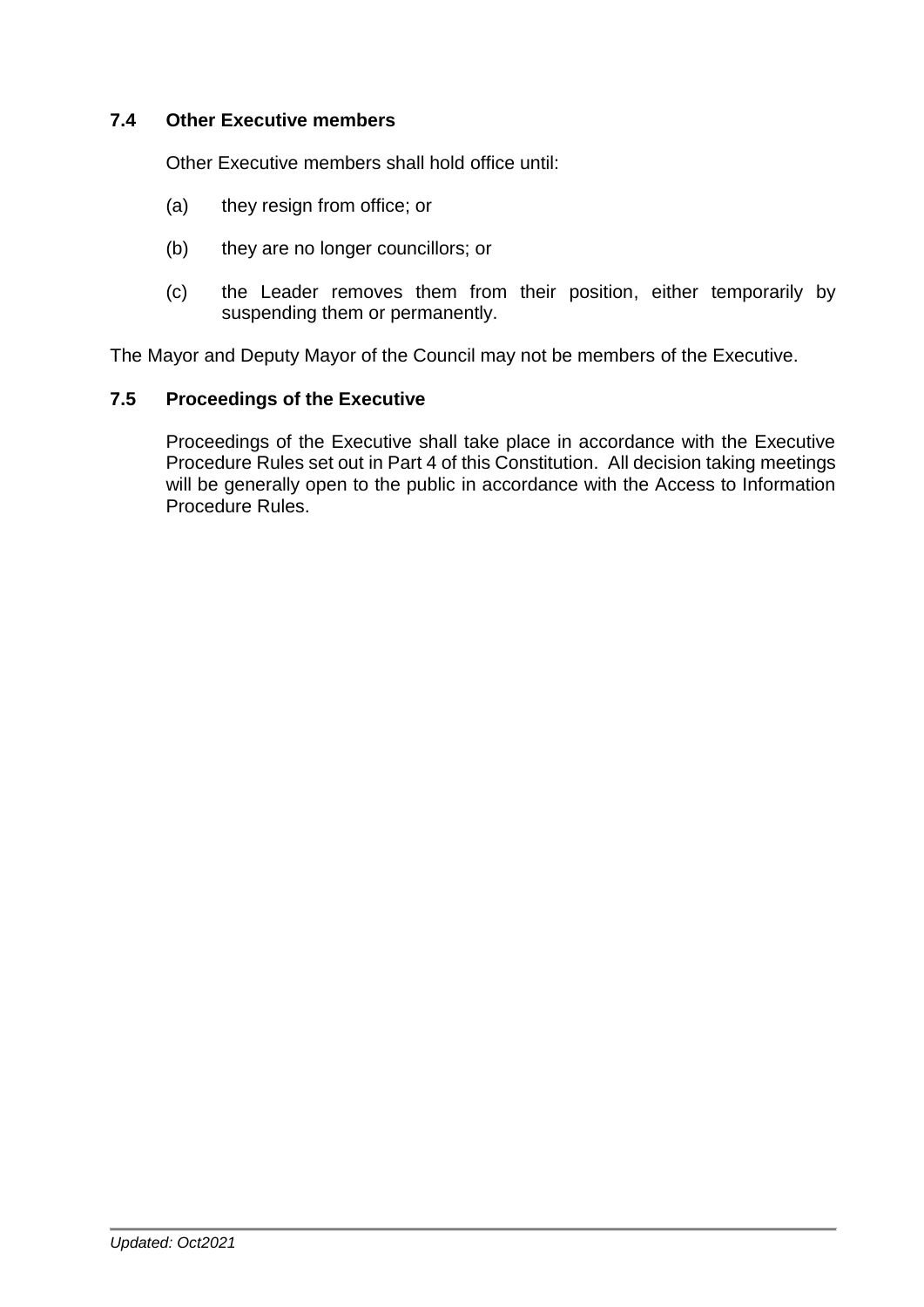### 7.4 Other Executive members

Other Executive members shall hold office until:

(a) they resign from office; or

(b) they are no longer councillors; or

(c) the Leader removes them from their position, either temporarily by suspending them or permanently.

The Mayor and Deputy Mayor of the Council may not be members of the Executive.

### 7.5 Proceedings of the Executive

Proceedings of the Executive shall take place in accordance with the Executive Procedure Rules set out in Part 4 of this Constitution. All decision taking meetings will be generally open to the public in accordance with the Access to Information Procedure Rules.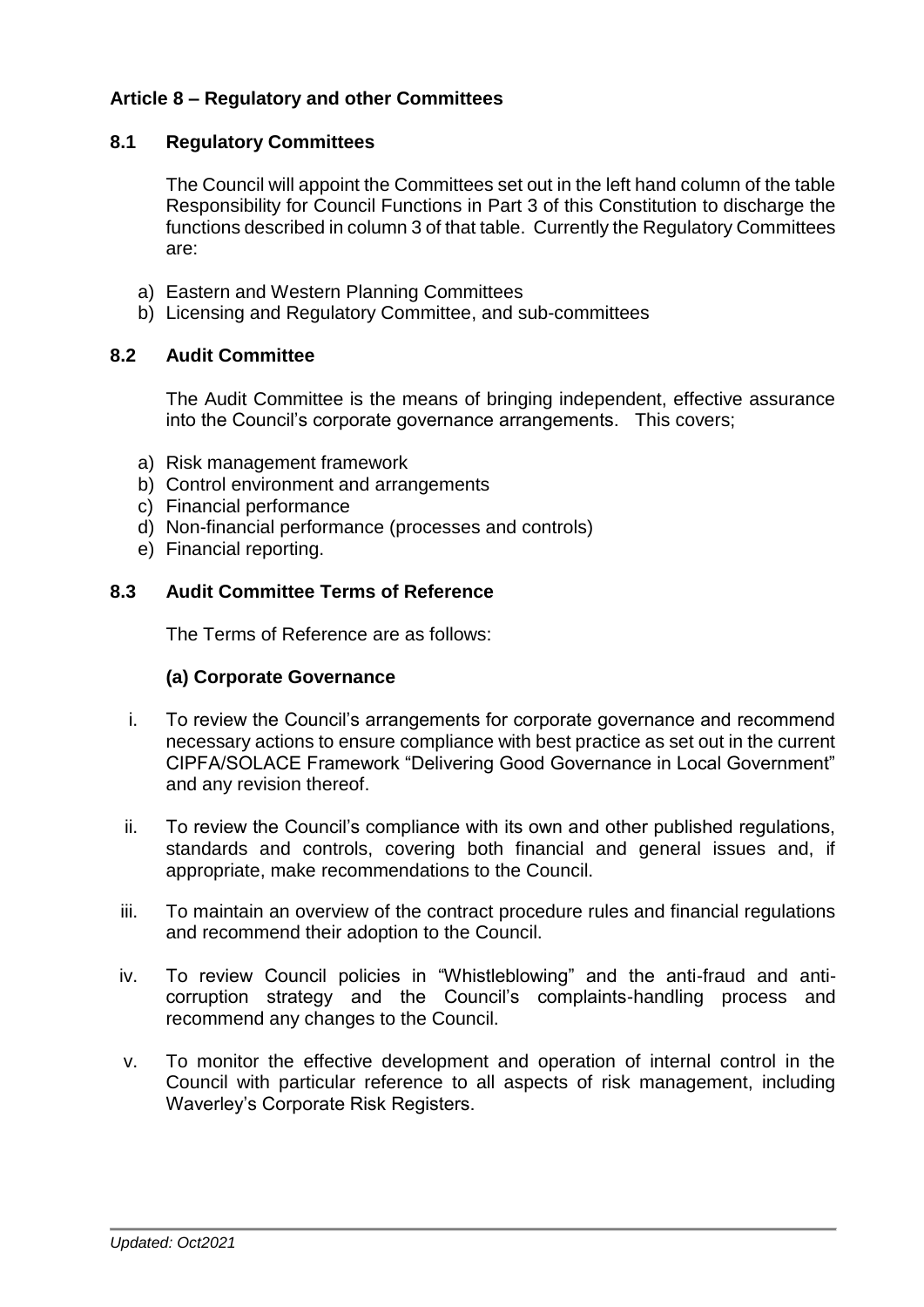## Article 8 – Regulatory and other Committees

### 8.1 Regulatory Committees

The Council will appoint the Committees set out in the left hand column of the table Responsibility for Council Functions in Part 3 of this Constitution to discharge the functions described in column 3 of that table. Currently the Regulatory Committees are:

a) Eastern and Western Planning Committees
b) Licensing and Regulatory Committee, and sub-committees

### 8.2 Audit Committee

The Audit Committee is the means of bringing independent, effective assurance into the Council's corporate governance arrangements. This covers;

a) Risk management framework
b) Control environment and arrangements
c) Financial performance
d) Non-financial performance (processes and controls)
e) Financial reporting.

### 8.3 Audit Committee Terms of Reference

The Terms of Reference are as follows:

#### (a) Corporate Governance

i. To review the Council's arrangements for corporate governance and recommend necessary actions to ensure compliance with best practice as set out in the current CIPFA/SOLACE Framework "Delivering Good Governance in Local Government" and any revision thereof.

ii. To review the Council's compliance with its own and other published regulations, standards and controls, covering both financial and general issues and, if appropriate, make recommendations to the Council.

iii. To maintain an overview of the contract procedure rules and financial regulations and recommend their adoption to the Council.

iv. To review Council policies in "Whistleblowing" and the anti-fraud and anti-corruption strategy and the Council's complaints-handling process and recommend any changes to the Council.

v. To monitor the effective development and operation of internal control in the Council with particular reference to all aspects of risk management, including Waverley's Corporate Risk Registers.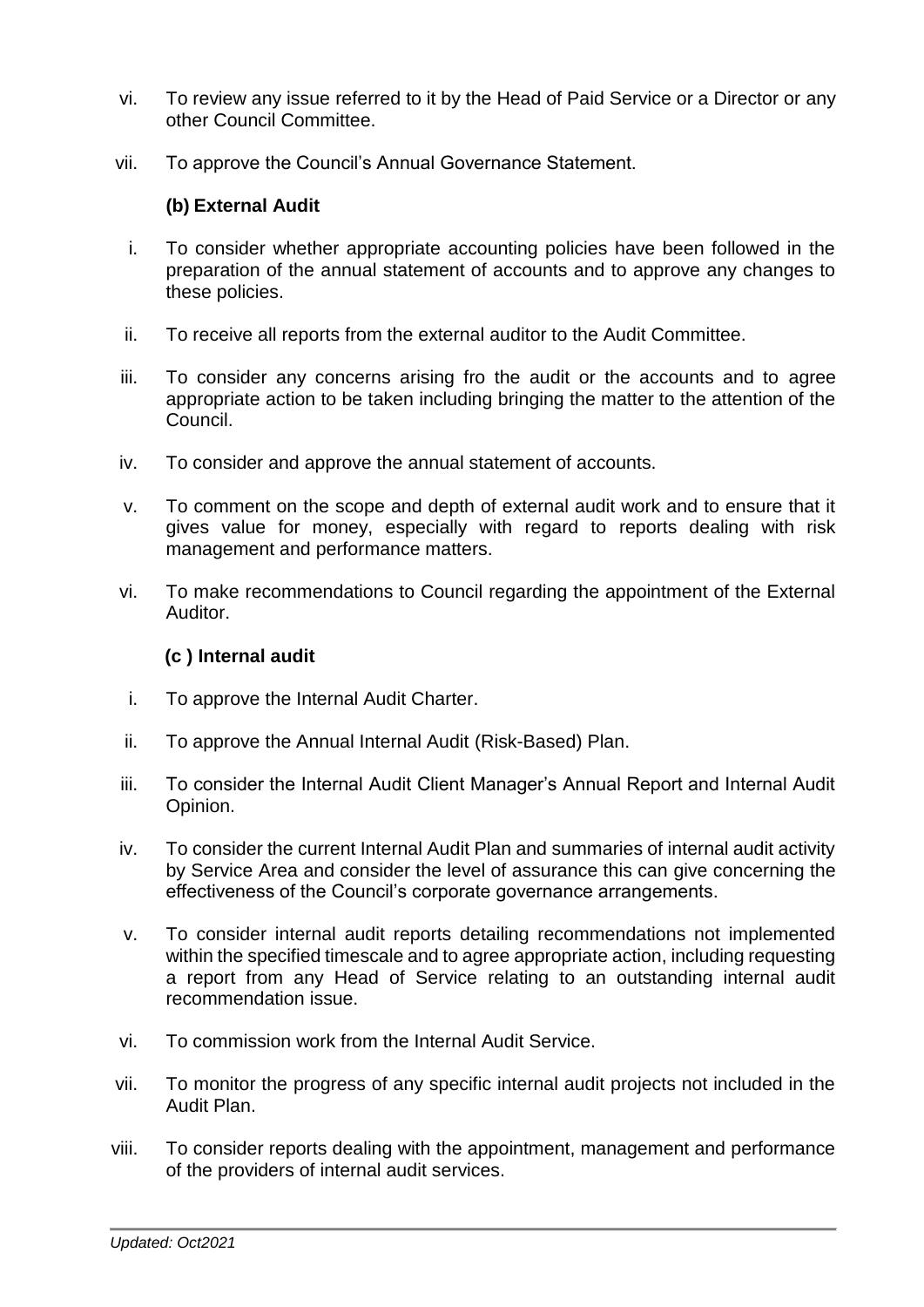vi. To review any issue referred to it by the Head of Paid Service or a Director or any other Council Committee.

vii. To approve the Council's Annual Governance Statement.

**(b) External Audit**

i. To consider whether appropriate accounting policies have been followed in the preparation of the annual statement of accounts and to approve any changes to these policies.

ii. To receive all reports from the external auditor to the Audit Committee.

iii. To consider any concerns arising fro the audit or the accounts and to agree appropriate action to be taken including bringing the matter to the attention of the Council.

iv. To consider and approve the annual statement of accounts.

v. To comment on the scope and depth of external audit work and to ensure that it gives value for money, especially with regard to reports dealing with risk management and performance matters.

vi. To make recommendations to Council regarding the appointment of the External Auditor.

**(c ) Internal audit**

i. To approve the Internal Audit Charter.

ii. To approve the Annual Internal Audit (Risk-Based) Plan.

iii. To consider the Internal Audit Client Manager's Annual Report and Internal Audit Opinion.

iv. To consider the current Internal Audit Plan and summaries of internal audit activity by Service Area and consider the level of assurance this can give concerning the effectiveness of the Council's corporate governance arrangements.

v. To consider internal audit reports detailing recommendations not implemented within the specified timescale and to agree appropriate action, including requesting a report from any Head of Service relating to an outstanding internal audit recommendation issue.

vi. To commission work from the Internal Audit Service.

vii. To monitor the progress of any specific internal audit projects not included in the Audit Plan.

viii. To consider reports dealing with the appointment, management and performance of the providers of internal audit services.

*Updated: Oct2021*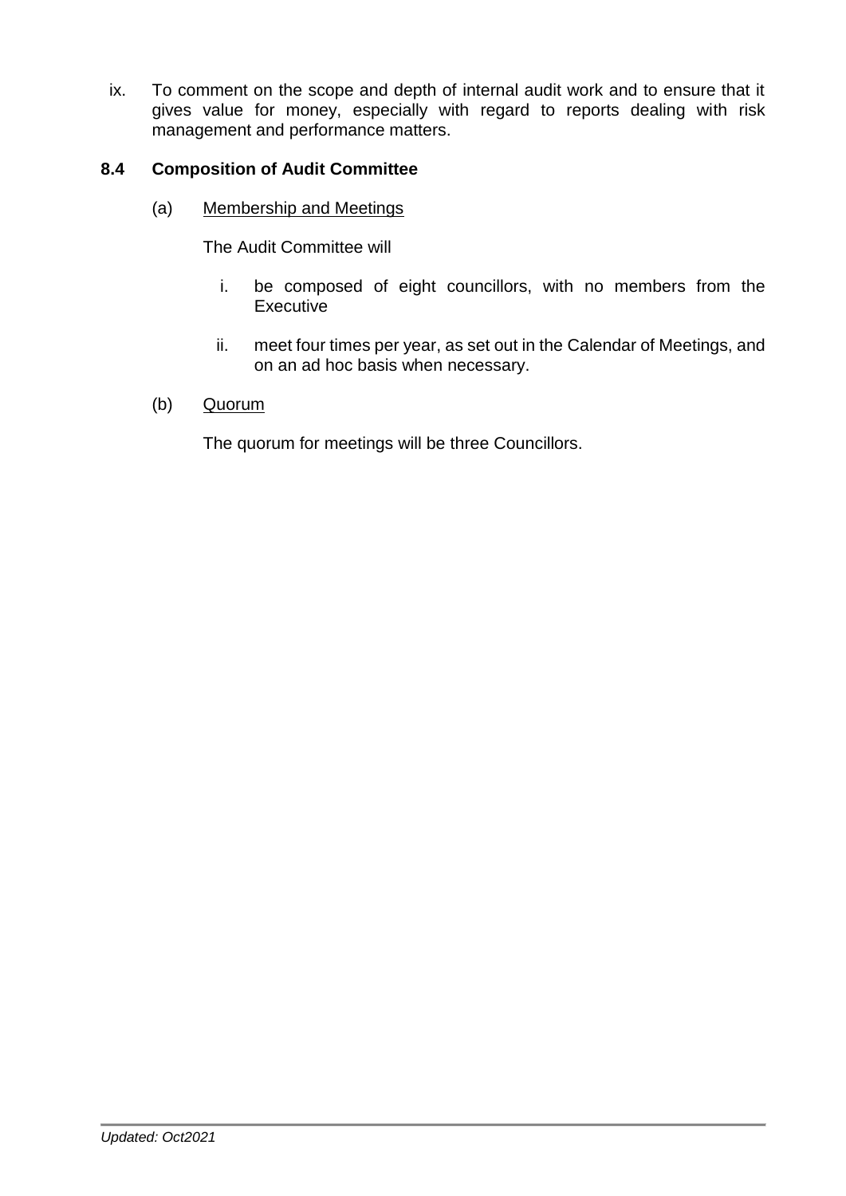ix. To comment on the scope and depth of internal audit work and to ensure that it gives value for money, especially with regard to reports dealing with risk management and performance matters.

### 8.4 Composition of Audit Committee

(a) Membership and Meetings

The Audit Committee will

i. be composed of eight councillors, with no members from the Executive

ii. meet four times per year, as set out in the Calendar of Meetings, and on an ad hoc basis when necessary.

(b) Quorum

The quorum for meetings will be three Councillors.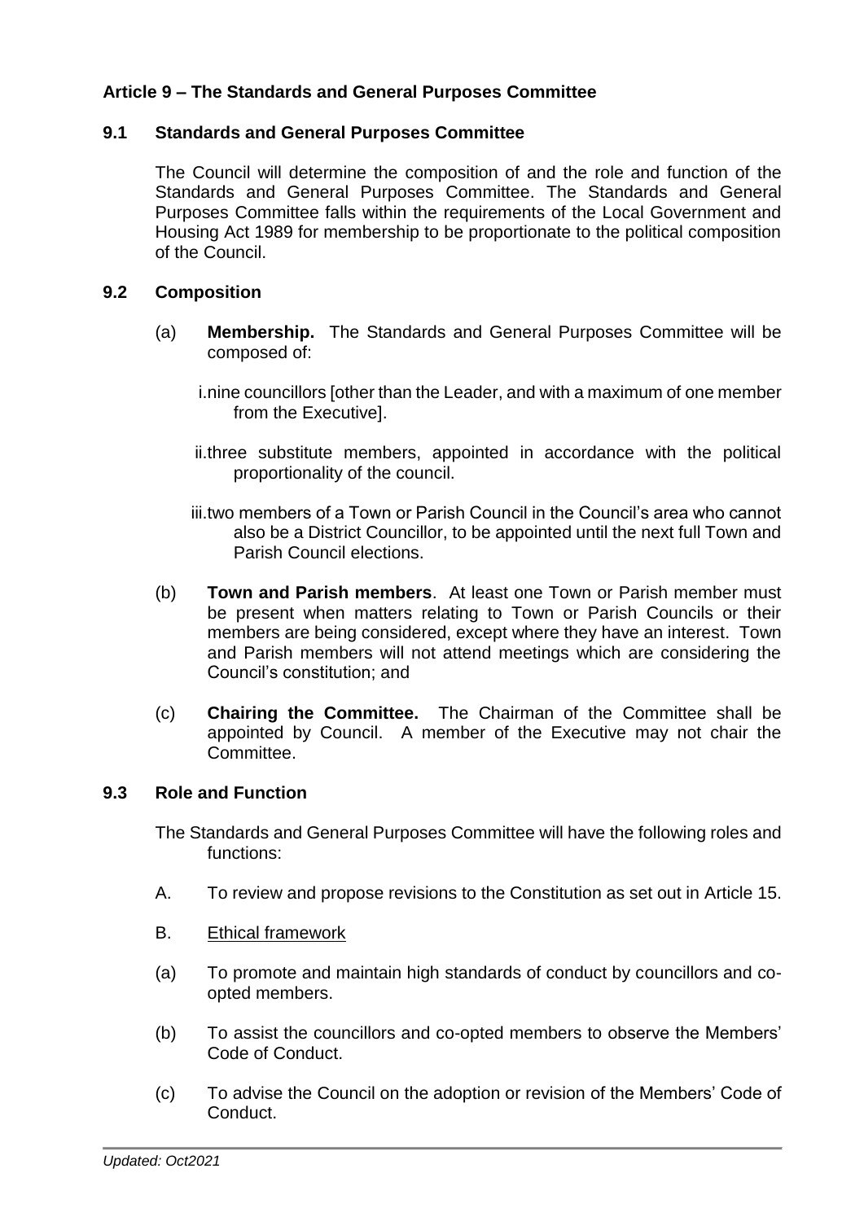## Article 9 – The Standards and General Purposes Committee

### 9.1 Standards and General Purposes Committee

The Council will determine the composition of and the role and function of the Standards and General Purposes Committee. The Standards and General Purposes Committee falls within the requirements of the Local Government and Housing Act 1989 for membership to be proportionate to the political composition of the Council.

### 9.2 Composition

(a) **Membership.** The Standards and General Purposes Committee will be composed of:

i. nine councillors [other than the Leader, and with a maximum of one member from the Executive].

ii. three substitute members, appointed in accordance with the political proportionality of the council.

iii. two members of a Town or Parish Council in the Council's area who cannot also be a District Councillor, to be appointed until the next full Town and Parish Council elections.

(b) **Town and Parish members**. At least one Town or Parish member must be present when matters relating to Town or Parish Councils or their members are being considered, except where they have an interest. Town and Parish members will not attend meetings which are considering the Council's constitution; and

(c) **Chairing the Committee.** The Chairman of the Committee shall be appointed by Council. A member of the Executive may not chair the Committee.

### 9.3 Role and Function

The Standards and General Purposes Committee will have the following roles and functions:

A. To review and propose revisions to the Constitution as set out in Article 15.

B. <u>Ethical framework</u>

(a) To promote and maintain high standards of conduct by councillors and co-opted members.

(b) To assist the councillors and co-opted members to observe the Members' Code of Conduct.

(c) To advise the Council on the adoption or revision of the Members' Code of Conduct.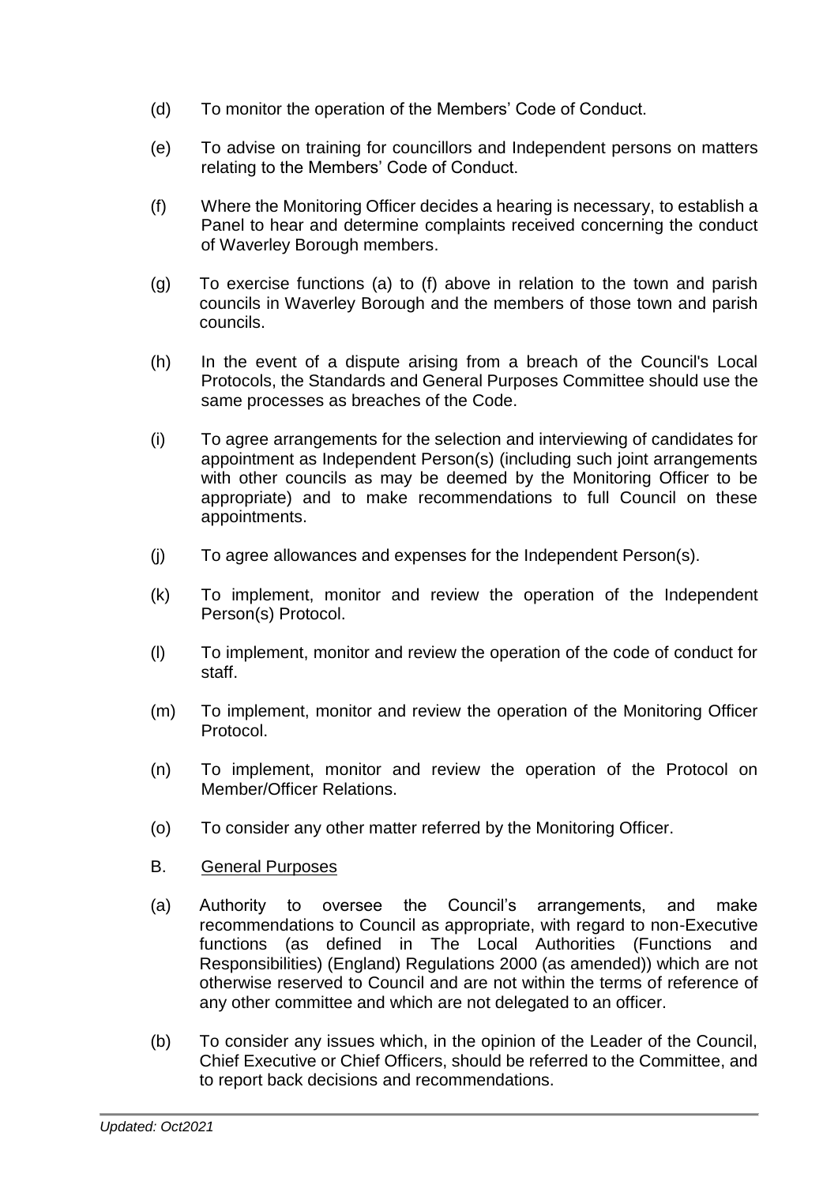(d) To monitor the operation of the Members' Code of Conduct.

(e) To advise on training for councillors and Independent persons on matters relating to the Members' Code of Conduct.

(f) Where the Monitoring Officer decides a hearing is necessary, to establish a Panel to hear and determine complaints received concerning the conduct of Waverley Borough members.

(g) To exercise functions (a) to (f) above in relation to the town and parish councils in Waverley Borough and the members of those town and parish councils.

(h) In the event of a dispute arising from a breach of the Council's Local Protocols, the Standards and General Purposes Committee should use the same processes as breaches of the Code.

(i) To agree arrangements for the selection and interviewing of candidates for appointment as Independent Person(s) (including such joint arrangements with other councils as may be deemed by the Monitoring Officer to be appropriate) and to make recommendations to full Council on these appointments.

(j) To agree allowances and expenses for the Independent Person(s).

(k) To implement, monitor and review the operation of the Independent Person(s) Protocol.

(l) To implement, monitor and review the operation of the code of conduct for staff.

(m) To implement, monitor and review the operation of the Monitoring Officer Protocol.

(n) To implement, monitor and review the operation of the Protocol on Member/Officer Relations.

(o) To consider any other matter referred by the Monitoring Officer.

B. <u>General Purposes</u>

(a) Authority to oversee the Council's arrangements, and make recommendations to Council as appropriate, with regard to non-Executive functions (as defined in The Local Authorities (Functions and Responsibilities) (England) Regulations 2000 (as amended)) which are not otherwise reserved to Council and are not within the terms of reference of any other committee and which are not delegated to an officer.

(b) To consider any issues which, in the opinion of the Leader of the Council, Chief Executive or Chief Officers, should be referred to the Committee, and to report back decisions and recommendations.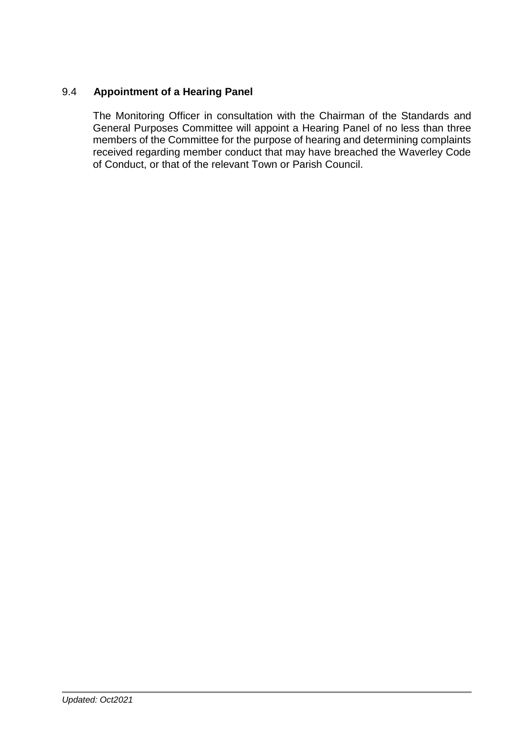### 9.4 **Appointment of a Hearing Panel**

The Monitoring Officer in consultation with the Chairman of the Standards and General Purposes Committee will appoint a Hearing Panel of no less than three members of the Committee for the purpose of hearing and determining complaints received regarding member conduct that may have breached the Waverley Code of Conduct, or that of the relevant Town or Parish Council.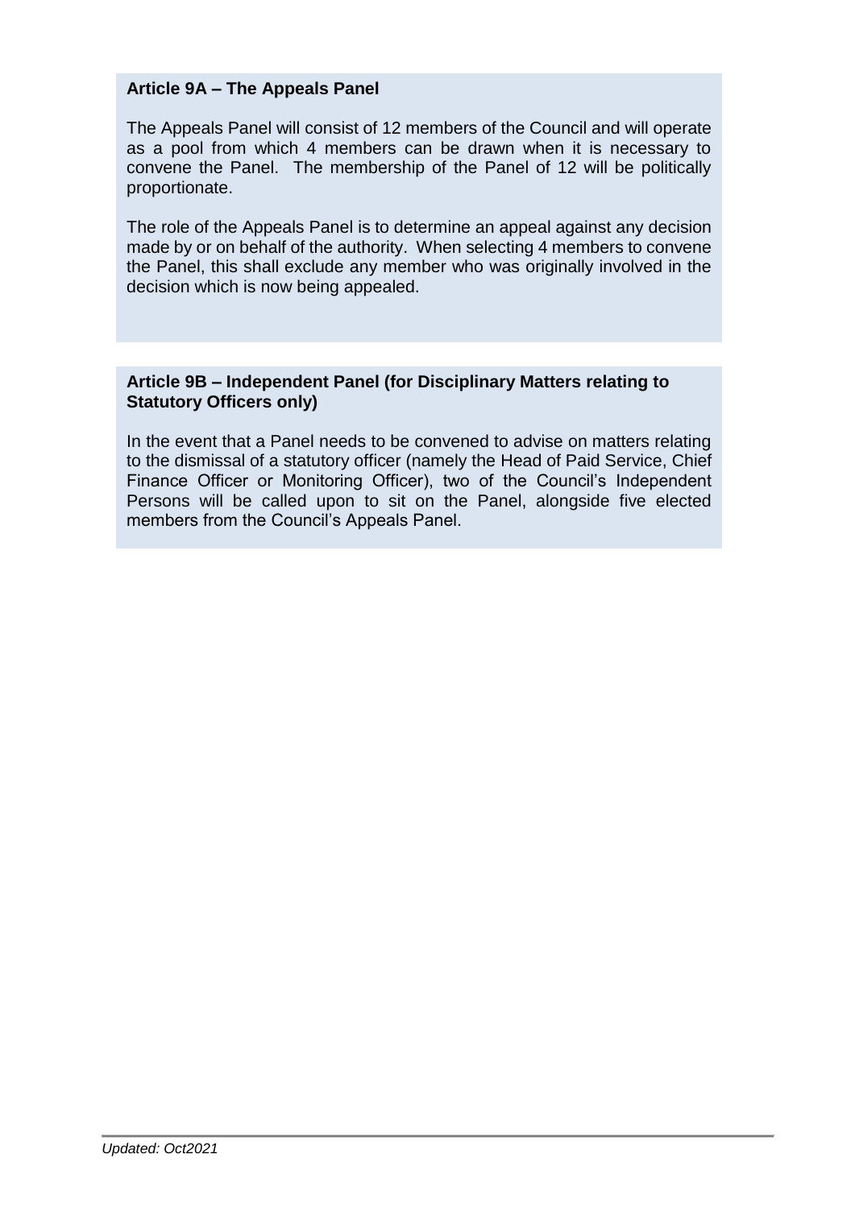### Article 9A – The Appeals Panel

The Appeals Panel will consist of 12 members of the Council and will operate as a pool from which 4 members can be drawn when it is necessary to convene the Panel. The membership of the Panel of 12 will be politically proportionate.

The role of the Appeals Panel is to determine an appeal against any decision made by or on behalf of the authority. When selecting 4 members to convene the Panel, this shall exclude any member who was originally involved in the decision which is now being appealed.

### Article 9B – Independent Panel (for Disciplinary Matters relating to Statutory Officers only)

In the event that a Panel needs to be convened to advise on matters relating to the dismissal of a statutory officer (namely the Head of Paid Service, Chief Finance Officer or Monitoring Officer), two of the Council's Independent Persons will be called upon to sit on the Panel, alongside five elected members from the Council's Appeals Panel.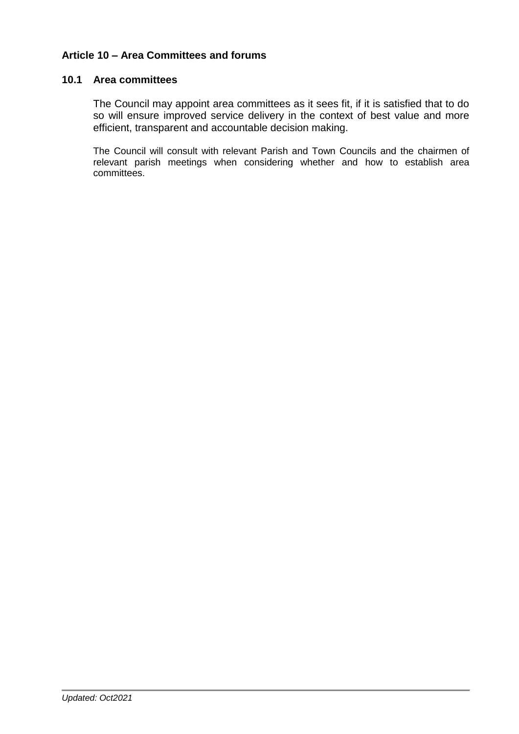## Article 10 – Area Committees and forums

### 10.1 Area committees

The Council may appoint area committees as it sees fit, if it is satisfied that to do so will ensure improved service delivery in the context of best value and more efficient, transparent and accountable decision making.

The Council will consult with relevant Parish and Town Councils and the chairmen of relevant parish meetings when considering whether and how to establish area committees.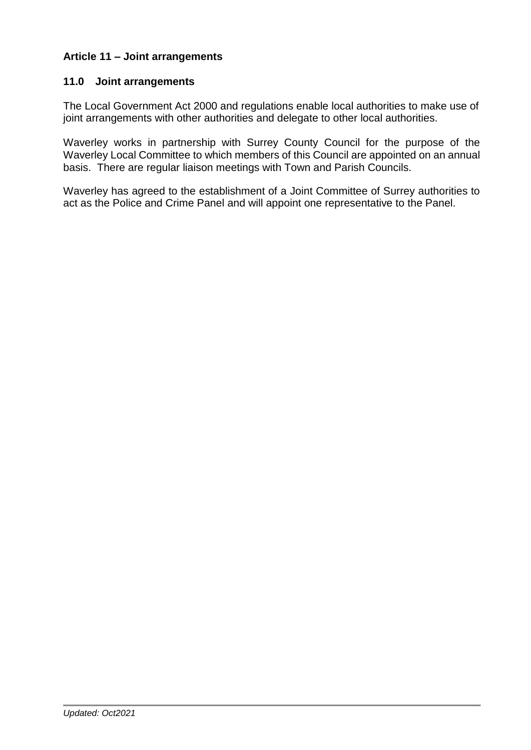## Article 11 – Joint arrangements

### 11.0 Joint arrangements

The Local Government Act 2000 and regulations enable local authorities to make use of joint arrangements with other authorities and delegate to other local authorities.

Waverley works in partnership with Surrey County Council for the purpose of the Waverley Local Committee to which members of this Council are appointed on an annual basis. There are regular liaison meetings with Town and Parish Councils.

Waverley has agreed to the establishment of a Joint Committee of Surrey authorities to act as the Police and Crime Panel and will appoint one representative to the Panel.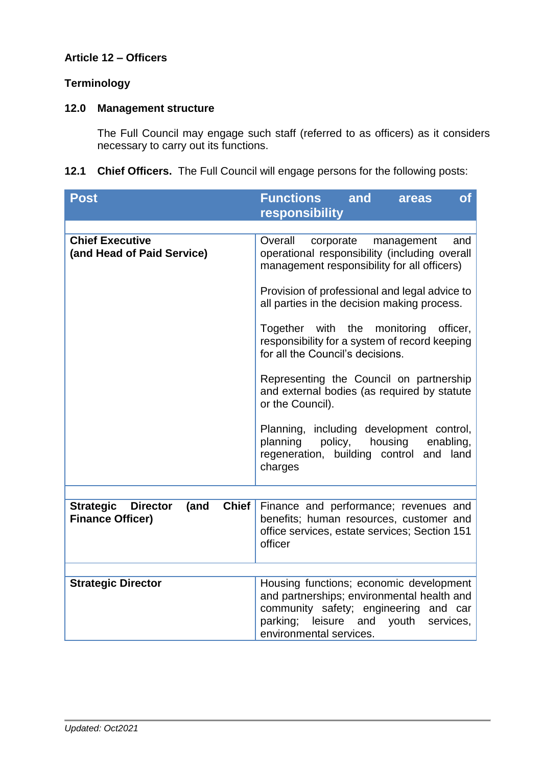**Article 12 – Officers**

**Terminology**

**12.0 Management structure**

The Full Council may engage such staff (referred to as officers) as it considers necessary to carry out its functions.

**12.1 Chief Officers.** The Full Council will engage persons for the following posts:

| Post | Functions and areas of responsibility |
|---|---|
| **Chief Executive (and Head of Paid Service)** | Overall corporate management and operational responsibility (including overall management responsibility for all officers)<br><br>Provision of professional and legal advice to all parties in the decision making process.<br><br>Together with the monitoring officer, responsibility for a system of record keeping for all the Council's decisions.<br><br>Representing the Council on partnership and external bodies (as required by statute or the Council).<br><br>Planning, including development control, planning policy, housing enabling, regeneration, building control and land charges |
| **Strategic Director (and Chief Finance Officer)** | Finance and performance; revenues and benefits; human resources, customer and office services, estate services; Section 151 officer |
| **Strategic Director** | Housing functions; economic development and partnerships; environmental health and community safety; engineering and car parking; leisure and youth services, environmental services. |

*Updated: Oct2021*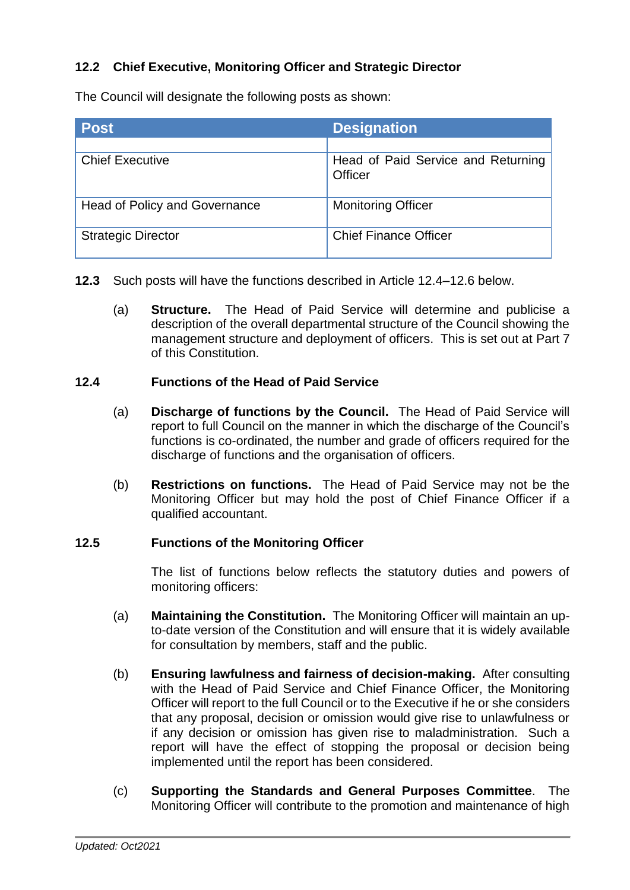### 12.2 Chief Executive, Monitoring Officer and Strategic Director

The Council will designate the following posts as shown:

| Post | Designation |
|---|---|
| | |
| Chief Executive | Head of Paid Service and Returning Officer |
| Head of Policy and Governance | Monitoring Officer |
| Strategic Director | Chief Finance Officer |

**12.3** Such posts will have the functions described in Article 12.4–12.6 below.

(a) **Structure.** The Head of Paid Service will determine and publicise a description of the overall departmental structure of the Council showing the management structure and deployment of officers. This is set out at Part 7 of this Constitution.

### 12.4 Functions of the Head of Paid Service

(a) **Discharge of functions by the Council.** The Head of Paid Service will report to full Council on the manner in which the discharge of the Council's functions is co-ordinated, the number and grade of officers required for the discharge of functions and the organisation of officers.

(b) **Restrictions on functions.** The Head of Paid Service may not be the Monitoring Officer but may hold the post of Chief Finance Officer if a qualified accountant.

### 12.5 Functions of the Monitoring Officer

The list of functions below reflects the statutory duties and powers of monitoring officers:

(a) **Maintaining the Constitution.** The Monitoring Officer will maintain an up-to-date version of the Constitution and will ensure that it is widely available for consultation by members, staff and the public.

(b) **Ensuring lawfulness and fairness of decision-making.** After consulting with the Head of Paid Service and Chief Finance Officer, the Monitoring Officer will report to the full Council or to the Executive if he or she considers that any proposal, decision or omission would give rise to unlawfulness or if any decision or omission has given rise to maladministration. Such a report will have the effect of stopping the proposal or decision being implemented until the report has been considered.

(c) **Supporting the Standards and General Purposes Committee**. The Monitoring Officer will contribute to the promotion and maintenance of high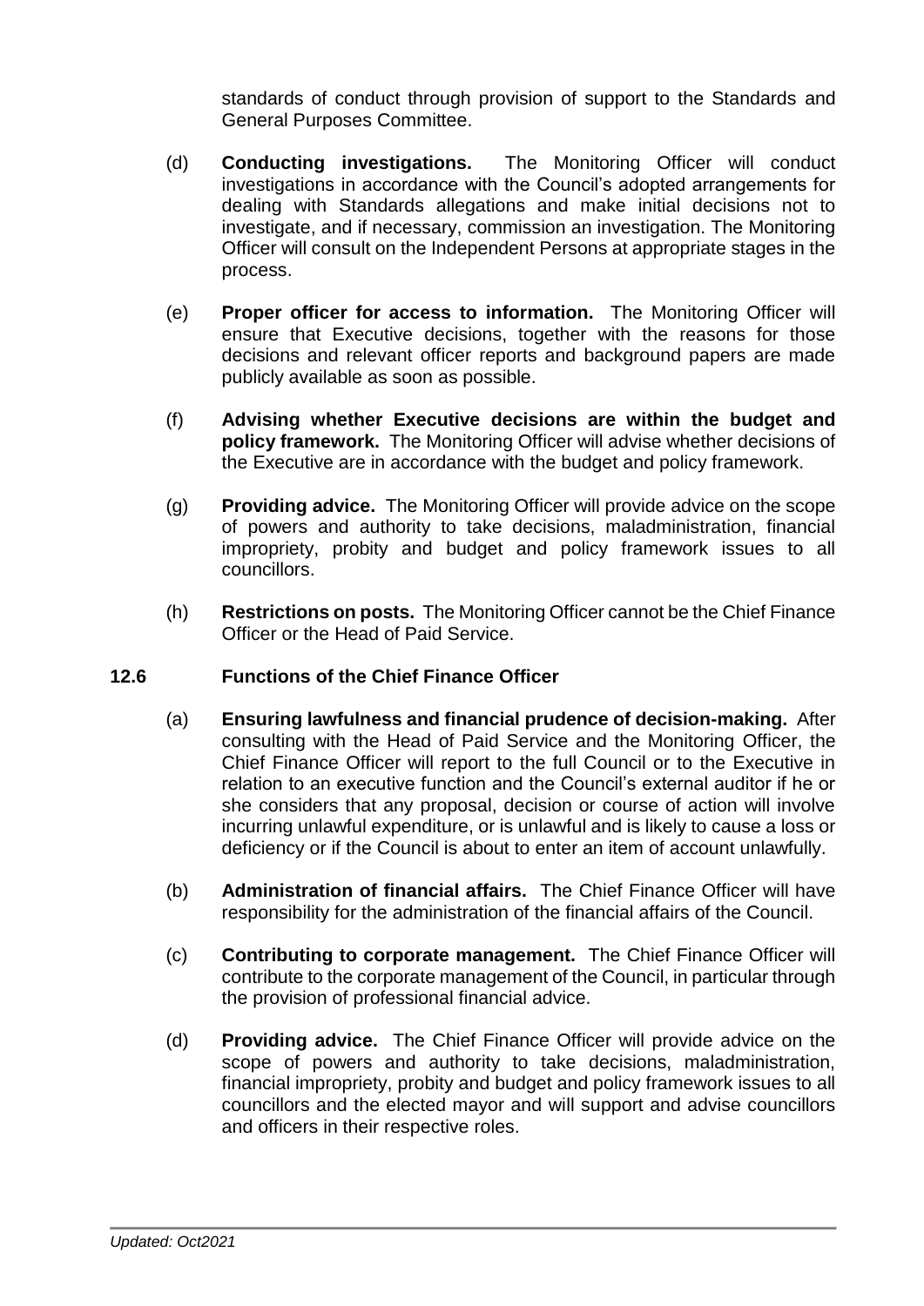standards of conduct through provision of support to the Standards and General Purposes Committee.

(d) **Conducting investigations.** The Monitoring Officer will conduct investigations in accordance with the Council's adopted arrangements for dealing with Standards allegations and make initial decisions not to investigate, and if necessary, commission an investigation. The Monitoring Officer will consult on the Independent Persons at appropriate stages in the process.

(e) **Proper officer for access to information.** The Monitoring Officer will ensure that Executive decisions, together with the reasons for those decisions and relevant officer reports and background papers are made publicly available as soon as possible.

(f) **Advising whether Executive decisions are within the budget and policy framework.** The Monitoring Officer will advise whether decisions of the Executive are in accordance with the budget and policy framework.

(g) **Providing advice.** The Monitoring Officer will provide advice on the scope of powers and authority to take decisions, maladministration, financial impropriety, probity and budget and policy framework issues to all councillors.

(h) **Restrictions on posts.** The Monitoring Officer cannot be the Chief Finance Officer or the Head of Paid Service.

### 12.6 Functions of the Chief Finance Officer

(a) **Ensuring lawfulness and financial prudence of decision-making.** After consulting with the Head of Paid Service and the Monitoring Officer, the Chief Finance Officer will report to the full Council or to the Executive in relation to an executive function and the Council's external auditor if he or she considers that any proposal, decision or course of action will involve incurring unlawful expenditure, or is unlawful and is likely to cause a loss or deficiency or if the Council is about to enter an item of account unlawfully.

(b) **Administration of financial affairs.** The Chief Finance Officer will have responsibility for the administration of the financial affairs of the Council.

(c) **Contributing to corporate management.** The Chief Finance Officer will contribute to the corporate management of the Council, in particular through the provision of professional financial advice.

(d) **Providing advice.** The Chief Finance Officer will provide advice on the scope of powers and authority to take decisions, maladministration, financial impropriety, probity and budget and policy framework issues to all councillors and the elected mayor and will support and advise councillors and officers in their respective roles.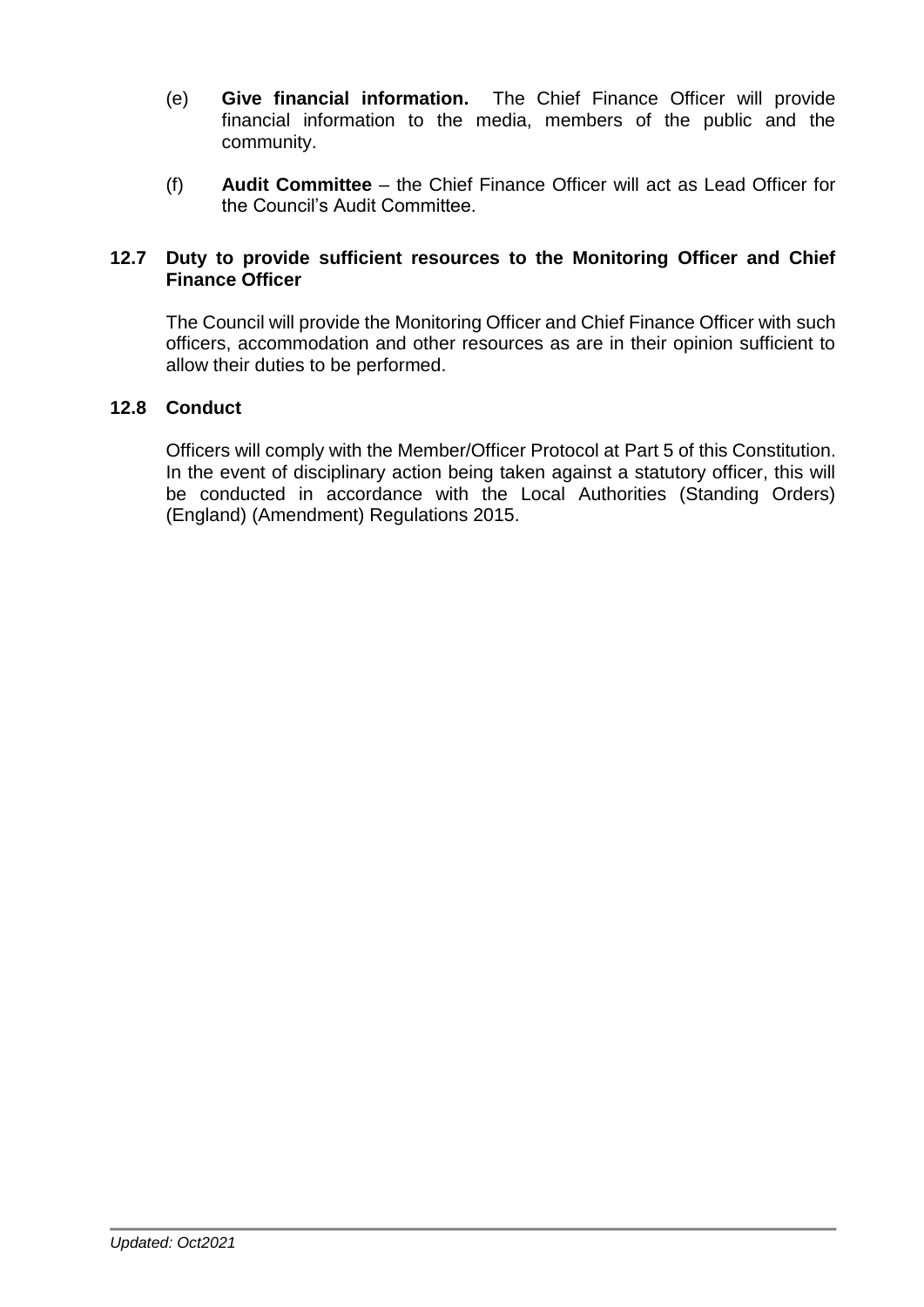(e) **Give financial information.** The Chief Finance Officer will provide financial information to the media, members of the public and the community.

(f) **Audit Committee** – the Chief Finance Officer will act as Lead Officer for the Council's Audit Committee.

### 12.7 Duty to provide sufficient resources to the Monitoring Officer and Chief Finance Officer

The Council will provide the Monitoring Officer and Chief Finance Officer with such officers, accommodation and other resources as are in their opinion sufficient to allow their duties to be performed.

### 12.8 Conduct

Officers will comply with the Member/Officer Protocol at Part 5 of this Constitution. In the event of disciplinary action being taken against a statutory officer, this will be conducted in accordance with the Local Authorities (Standing Orders) (England) (Amendment) Regulations 2015.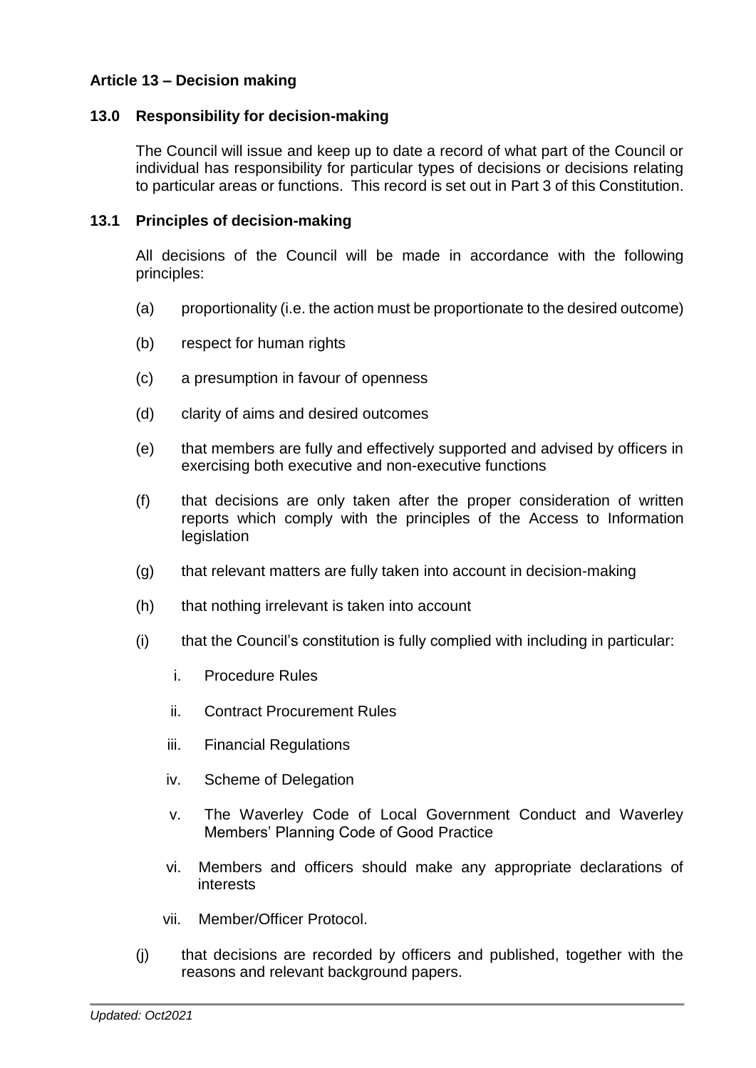**Article 13 – Decision making**

**13.0 Responsibility for decision-making**

The Council will issue and keep up to date a record of what part of the Council or individual has responsibility for particular types of decisions or decisions relating to particular areas or functions. This record is set out in Part 3 of this Constitution.

**13.1 Principles of decision-making**

All decisions of the Council will be made in accordance with the following principles:

(a) proportionality (i.e. the action must be proportionate to the desired outcome)

(b) respect for human rights

(c) a presumption in favour of openness

(d) clarity of aims and desired outcomes

(e) that members are fully and effectively supported and advised by officers in exercising both executive and non-executive functions

(f) that decisions are only taken after the proper consideration of written reports which comply with the principles of the Access to Information legislation

(g) that relevant matters are fully taken into account in decision-making

(h) that nothing irrelevant is taken into account

(i) that the Council's constitution is fully complied with including in particular:

  i. Procedure Rules

  ii. Contract Procurement Rules

  iii. Financial Regulations

  iv. Scheme of Delegation

  v. The Waverley Code of Local Government Conduct and Waverley Members' Planning Code of Good Practice

  vi. Members and officers should make any appropriate declarations of interests

  vii. Member/Officer Protocol.

(j) that decisions are recorded by officers and published, together with the reasons and relevant background papers.

*Updated: Oct2021*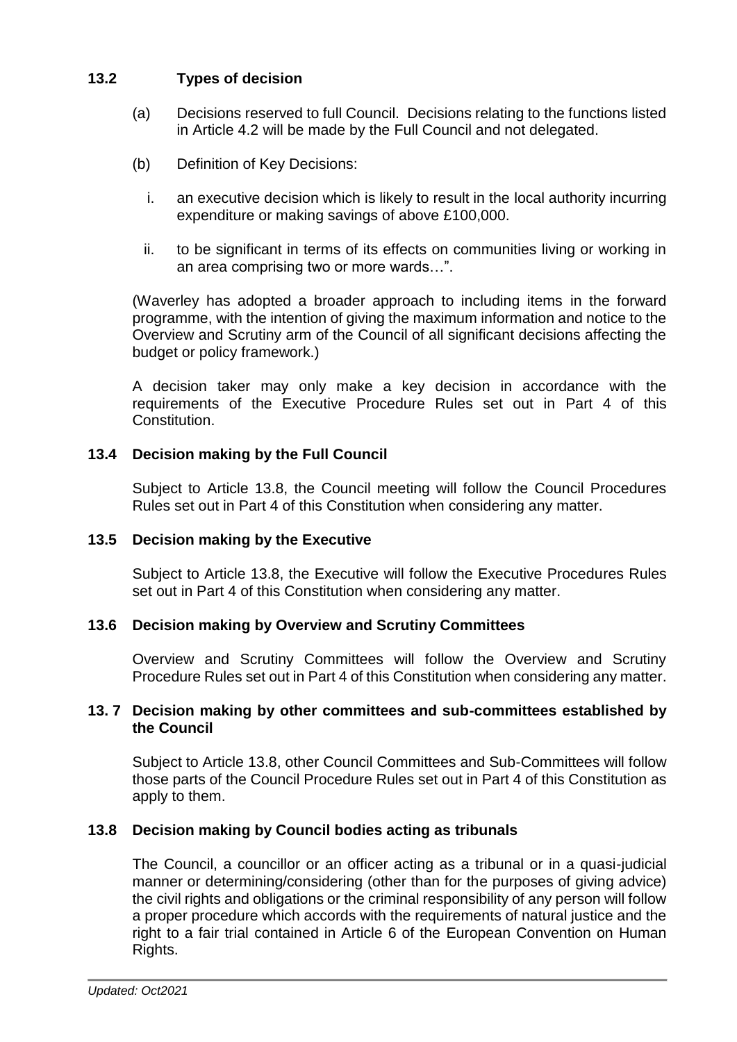## 13.2 Types of decision

(a) Decisions reserved to full Council. Decisions relating to the functions listed in Article 4.2 will be made by the Full Council and not delegated.

(b) Definition of Key Decisions:

i. an executive decision which is likely to result in the local authority incurring expenditure or making savings of above £100,000.

ii. to be significant in terms of its effects on communities living or working in an area comprising two or more wards…".

(Waverley has adopted a broader approach to including items in the forward programme, with the intention of giving the maximum information and notice to the Overview and Scrutiny arm of the Council of all significant decisions affecting the budget or policy framework.)

A decision taker may only make a key decision in accordance with the requirements of the Executive Procedure Rules set out in Part 4 of this Constitution.

## 13.4 Decision making by the Full Council

Subject to Article 13.8, the Council meeting will follow the Council Procedures Rules set out in Part 4 of this Constitution when considering any matter.

## 13.5 Decision making by the Executive

Subject to Article 13.8, the Executive will follow the Executive Procedures Rules set out in Part 4 of this Constitution when considering any matter.

## 13.6 Decision making by Overview and Scrutiny Committees

Overview and Scrutiny Committees will follow the Overview and Scrutiny Procedure Rules set out in Part 4 of this Constitution when considering any matter.

## 13. 7 Decision making by other committees and sub-committees established by the Council

Subject to Article 13.8, other Council Committees and Sub-Committees will follow those parts of the Council Procedure Rules set out in Part 4 of this Constitution as apply to them.

## 13.8 Decision making by Council bodies acting as tribunals

The Council, a councillor or an officer acting as a tribunal or in a quasi-judicial manner or determining/considering (other than for the purposes of giving advice) the civil rights and obligations or the criminal responsibility of any person will follow a proper procedure which accords with the requirements of natural justice and the right to a fair trial contained in Article 6 of the European Convention on Human Rights.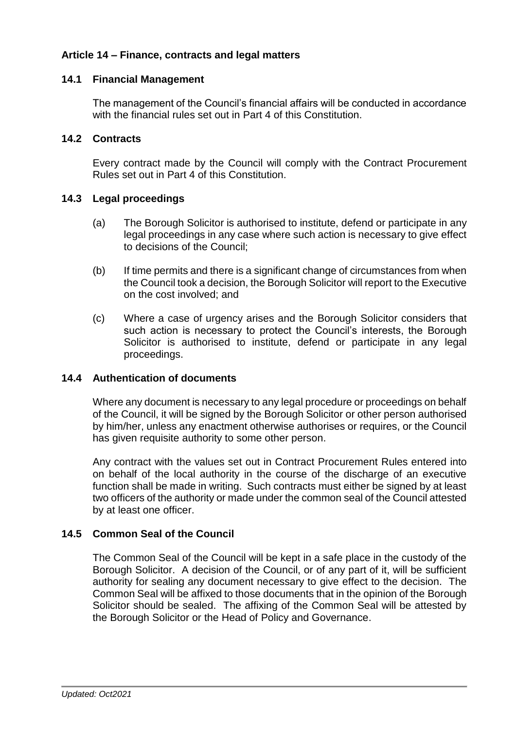### Article 14 – Finance, contracts and legal matters

#### 14.1 Financial Management

The management of the Council's financial affairs will be conducted in accordance with the financial rules set out in Part 4 of this Constitution.

#### 14.2 Contracts

Every contract made by the Council will comply with the Contract Procurement Rules set out in Part 4 of this Constitution.

#### 14.3 Legal proceedings

(a) The Borough Solicitor is authorised to institute, defend or participate in any legal proceedings in any case where such action is necessary to give effect to decisions of the Council;

(b) If time permits and there is a significant change of circumstances from when the Council took a decision, the Borough Solicitor will report to the Executive on the cost involved; and

(c) Where a case of urgency arises and the Borough Solicitor considers that such action is necessary to protect the Council's interests, the Borough Solicitor is authorised to institute, defend or participate in any legal proceedings.

#### 14.4 Authentication of documents

Where any document is necessary to any legal procedure or proceedings on behalf of the Council, it will be signed by the Borough Solicitor or other person authorised by him/her, unless any enactment otherwise authorises or requires, or the Council has given requisite authority to some other person.

Any contract with the values set out in Contract Procurement Rules entered into on behalf of the local authority in the course of the discharge of an executive function shall be made in writing. Such contracts must either be signed by at least two officers of the authority or made under the common seal of the Council attested by at least one officer.

#### 14.5 Common Seal of the Council

The Common Seal of the Council will be kept in a safe place in the custody of the Borough Solicitor. A decision of the Council, or of any part of it, will be sufficient authority for sealing any document necessary to give effect to the decision. The Common Seal will be affixed to those documents that in the opinion of the Borough Solicitor should be sealed. The affixing of the Common Seal will be attested by the Borough Solicitor or the Head of Policy and Governance.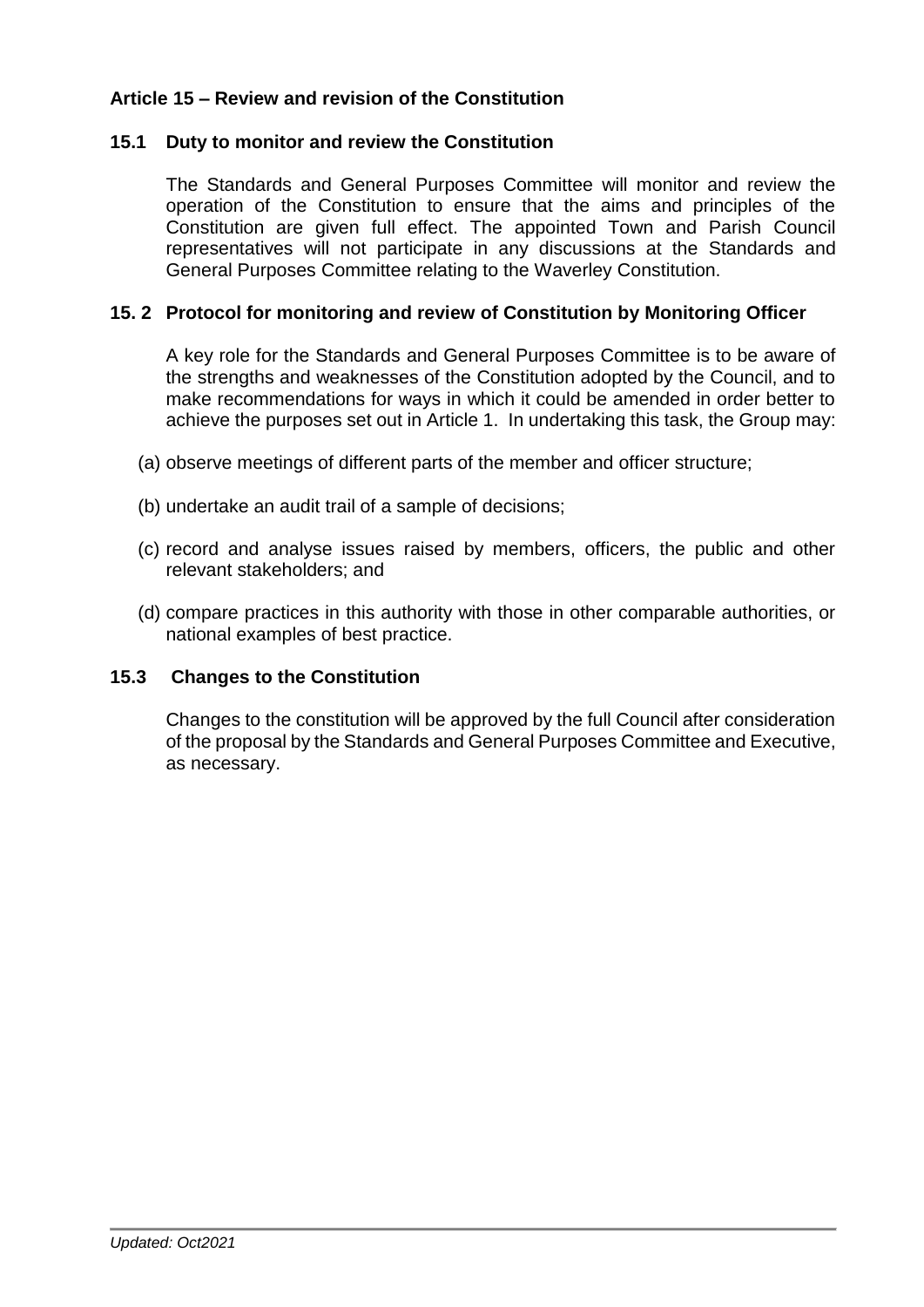## Article 15 – Review and revision of the Constitution

### 15.1 Duty to monitor and review the Constitution

The Standards and General Purposes Committee will monitor and review the operation of the Constitution to ensure that the aims and principles of the Constitution are given full effect. The appointed Town and Parish Council representatives will not participate in any discussions at the Standards and General Purposes Committee relating to the Waverley Constitution.

### 15. 2 Protocol for monitoring and review of Constitution by Monitoring Officer

A key role for the Standards and General Purposes Committee is to be aware of the strengths and weaknesses of the Constitution adopted by the Council, and to make recommendations for ways in which it could be amended in order better to achieve the purposes set out in Article 1. In undertaking this task, the Group may:

(a) observe meetings of different parts of the member and officer structure;

(b) undertake an audit trail of a sample of decisions;

(c) record and analyse issues raised by members, officers, the public and other relevant stakeholders; and

(d) compare practices in this authority with those in other comparable authorities, or national examples of best practice.

### 15.3 Changes to the Constitution

Changes to the constitution will be approved by the full Council after consideration of the proposal by the Standards and General Purposes Committee and Executive, as necessary.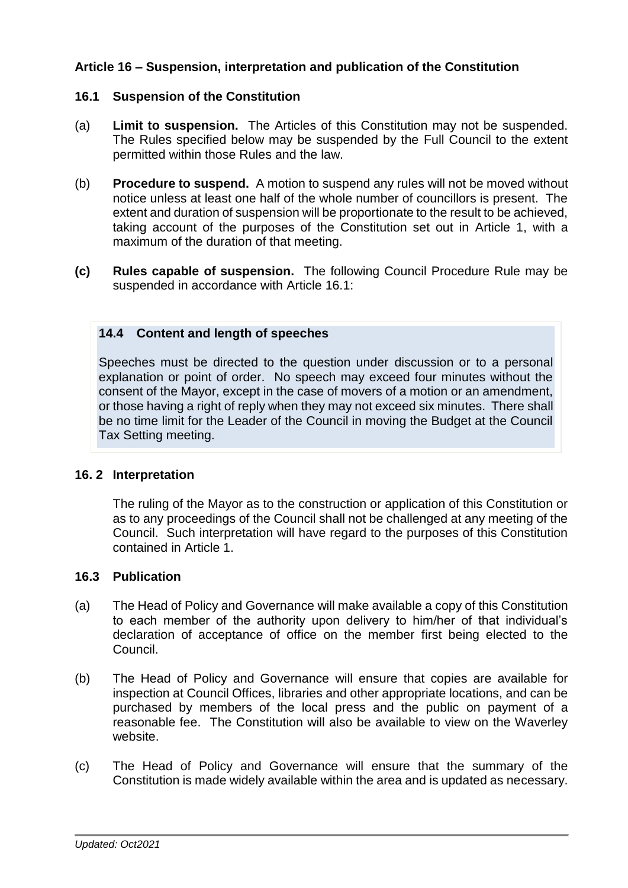### Article 16 – Suspension, interpretation and publication of the Constitution

#### 16.1 Suspension of the Constitution

(a) **Limit to suspension.** The Articles of this Constitution may not be suspended. The Rules specified below may be suspended by the Full Council to the extent permitted within those Rules and the law.

(b) **Procedure to suspend.** A motion to suspend any rules will not be moved without notice unless at least one half of the whole number of councillors is present. The extent and duration of suspension will be proportionate to the result to be achieved, taking account of the purposes of the Constitution set out in Article 1, with a maximum of the duration of that meeting.

**(c) Rules capable of suspension.** The following Council Procedure Rule may be suspended in accordance with Article 16.1:

> **14.4 Content and length of speeches**
>
> Speeches must be directed to the question under discussion or to a personal explanation or point of order. No speech may exceed four minutes without the consent of the Mayor, except in the case of movers of a motion or an amendment, or those having a right of reply when they may not exceed six minutes. There shall be no time limit for the Leader of the Council in moving the Budget at the Council Tax Setting meeting.

#### 16. 2 Interpretation

The ruling of the Mayor as to the construction or application of this Constitution or as to any proceedings of the Council shall not be challenged at any meeting of the Council. Such interpretation will have regard to the purposes of this Constitution contained in Article 1.

#### 16.3 Publication

(a) The Head of Policy and Governance will make available a copy of this Constitution to each member of the authority upon delivery to him/her of that individual's declaration of acceptance of office on the member first being elected to the Council.

(b) The Head of Policy and Governance will ensure that copies are available for inspection at Council Offices, libraries and other appropriate locations, and can be purchased by members of the local press and the public on payment of a reasonable fee. The Constitution will also be available to view on the Waverley website.

(c) The Head of Policy and Governance will ensure that the summary of the Constitution is made widely available within the area and is updated as necessary.